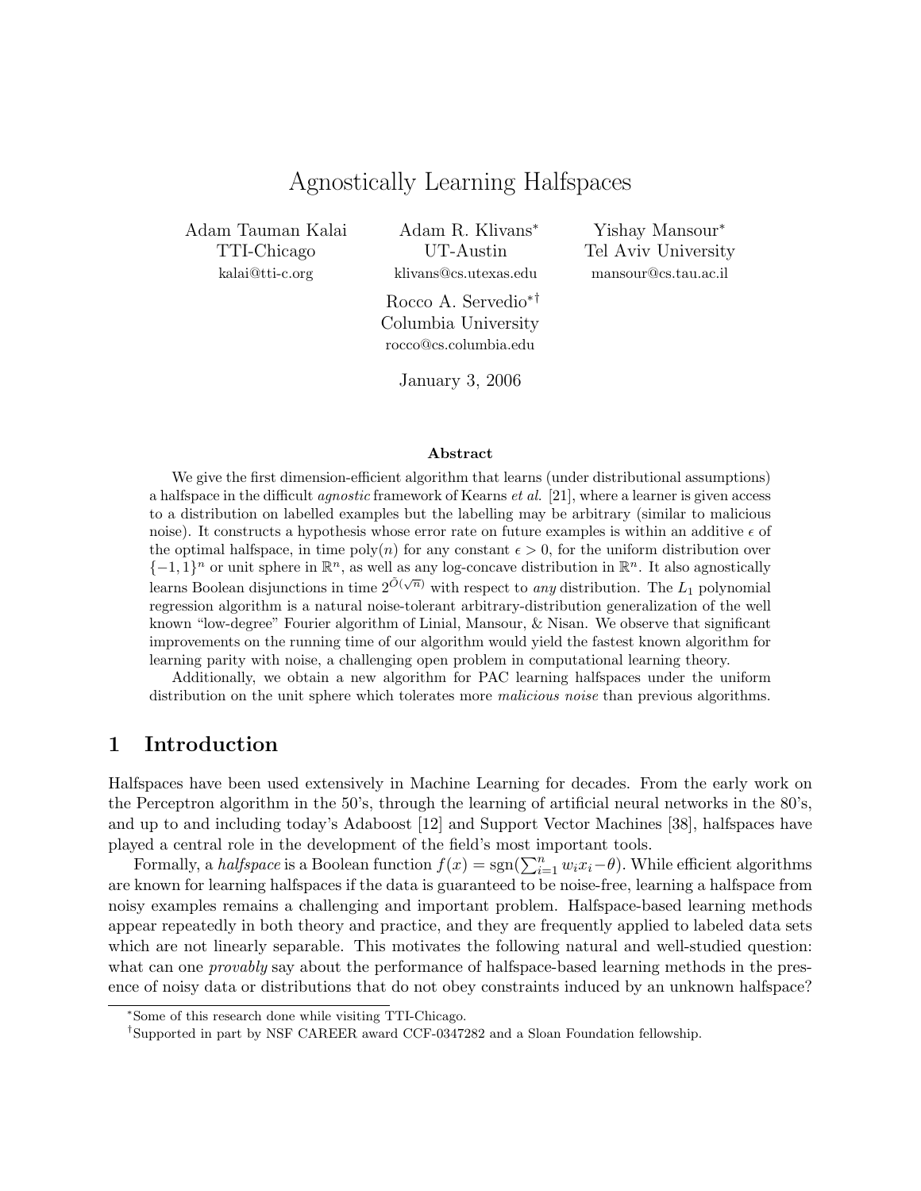# Agnostically Learning Halfspaces

Adam Tauman Kalai
TTI-Chicago
kalai@tti-c.org

Adam R. Klivans[*]
UT-Austin
klivans@cs.utexas.edu

Yishay Mansour[*]
Tel Aviv University
mansour@cs.tau.ac.il

Rocco A. Servedio[*†]
Columbia University
rocco@cs.columbia.edu

January 3, 2006

### Abstract

We give the first dimension-efficient algorithm that learns (under distributional assumptions) a halfspace in the difficult *agnostic* framework of Kearns *et al.* [21], where a learner is given access to a distribution on labelled examples but the labelling may be arbitrary (similar to malicious noise). It constructs a hypothesis whose error rate on future examples is within an additive $\epsilon$ of the optimal halfspace, in time poly($n$) for any constant $\epsilon > 0$, for the uniform distribution over $\{-1, 1\}^n$ or unit sphere in $\mathbb{R}^n$, as well as any log-concave distribution in $\mathbb{R}^n$. It also agnostically learns Boolean disjunctions in time $2^{\tilde{O}(\sqrt{n})}$ with respect to *any* distribution. The $L_1$ polynomial regression algorithm is a natural noise-tolerant arbitrary-distribution generalization of the well known "low-degree" Fourier algorithm of Linial, Mansour, & Nisan. We observe that significant improvements on the running time of our algorithm would yield the fastest known algorithm for learning parity with noise, a challenging open problem in computational learning theory.

Additionally, we obtain a new algorithm for PAC learning halfspaces under the uniform distribution on the unit sphere which tolerates more *malicious noise* than previous algorithms.

## 1 Introduction

Halfspaces have been used extensively in Machine Learning for decades. From the early work on the Perceptron algorithm in the 50's, through the learning of artificial neural networks in the 80's, and up to and including today's Adaboost [12] and Support Vector Machines [38], halfspaces have played a central role in the development of the field's most important tools.

Formally, a *halfspace* is a Boolean function $f(x) = \text{sgn}(\sum_{i=1}^{n} w_i x_i - \theta)$. While efficient algorithms are known for learning halfspaces if the data is guaranteed to be noise-free, learning a halfspace from noisy examples remains a challenging and important problem. Halfspace-based learning methods appear repeatedly in both theory and practice, and they are frequently applied to labeled data sets which are not linearly separable. This motivates the following natural and well-studied question: what can one *provably* say about the performance of halfspace-based learning methods in the presence of noisy data or distributions that do not obey constraints induced by an unknown halfspace?

[*]Some of this research done while visiting TTI-Chicago.

[†]Supported in part by NSF CAREER award CCF-0347282 and a Sloan Foundation fellowship.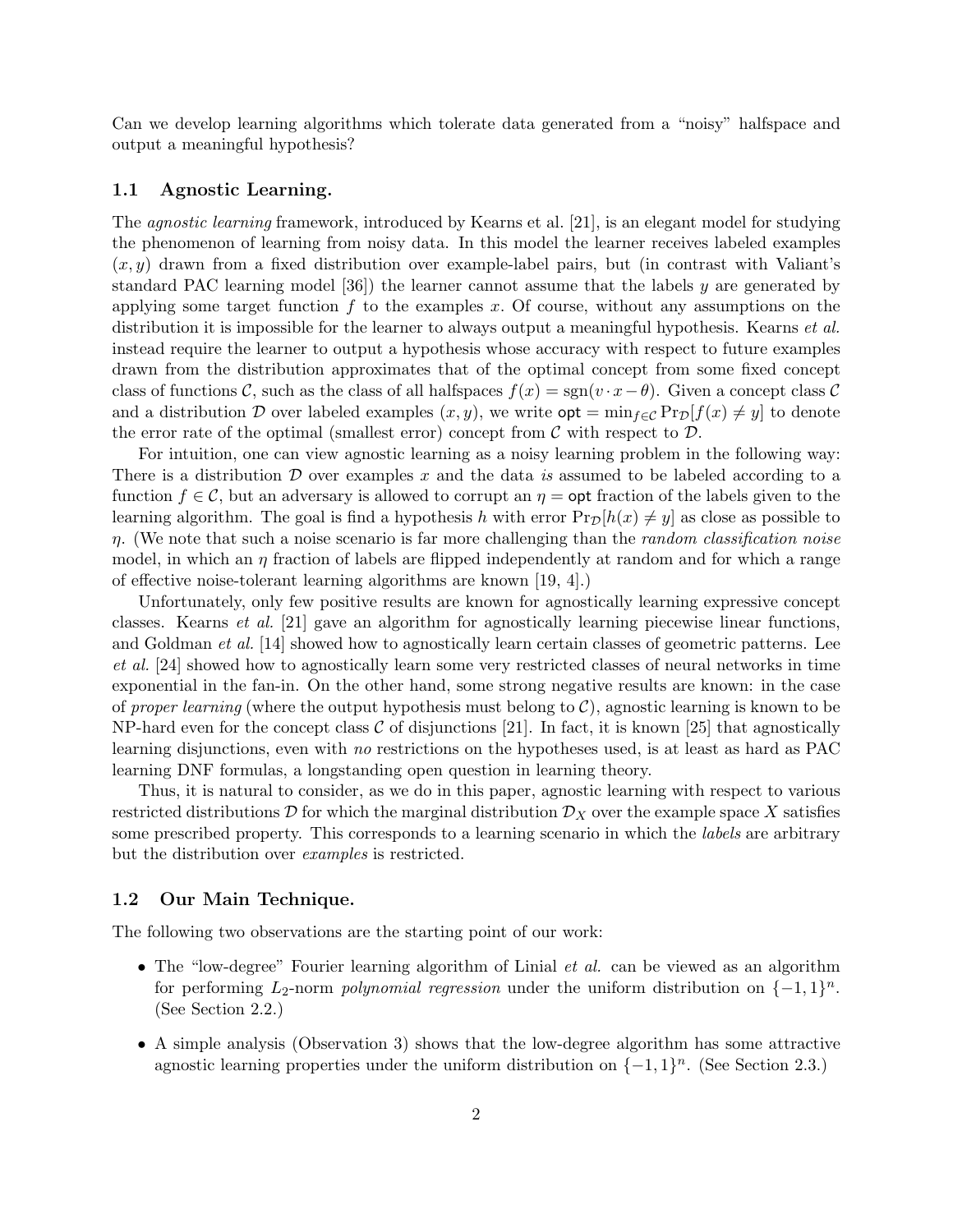Can we develop learning algorithms which tolerate data generated from a "noisy" halfspace and output a meaningful hypothesis?

### 1.1 Agnostic Learning.

The *agnostic learning* framework, introduced by Kearns et al. [21], is an elegant model for studying the phenomenon of learning from noisy data. In this model the learner receives labeled examples $(x, y)$ drawn from a fixed distribution over example-label pairs, but (in contrast with Valiant's standard PAC learning model [36]) the learner cannot assume that the labels $y$ are generated by applying some target function $f$ to the examples $x$. Of course, without any assumptions on the distribution it is impossible for the learner to always output a meaningful hypothesis. Kearns *et al.* instead require the learner to output a hypothesis whose accuracy with respect to future examples drawn from the distribution approximates that of the optimal concept from some fixed concept class of functions $\mathcal{C}$, such as the class of all halfspaces $f(x) = \mathrm{sgn}(v \cdot x - \theta)$. Given a concept class $\mathcal{C}$ and a distribution $\mathcal{D}$ over labeled examples $(x, y)$, we write $\mathsf{opt} = \min_{f \in \mathcal{C}} \Pr_{\mathcal{D}}[f(x) \neq y]$ to denote the error rate of the optimal (smallest error) concept from $\mathcal{C}$ with respect to $\mathcal{D}$.

For intuition, one can view agnostic learning as a noisy learning problem in the following way: There is a distribution $\mathcal{D}$ over examples $x$ and the data *is* assumed to be labeled according to a function $f \in \mathcal{C}$, but an adversary is allowed to corrupt an $\eta = \mathsf{opt}$ fraction of the labels given to the learning algorithm. The goal is find a hypothesis $h$ with error $\Pr_{\mathcal{D}}[h(x) \neq y]$ as close as possible to $\eta$. (We note that such a noise scenario is far more challenging than the *random classification noise* model, in which an $\eta$ fraction of labels are flipped independently at random and for which a range of effective noise-tolerant learning algorithms are known [19, 4].)

Unfortunately, only few positive results are known for agnostically learning expressive concept classes. Kearns *et al.* [21] gave an algorithm for agnostically learning piecewise linear functions, and Goldman *et al.* [14] showed how to agnostically learn certain classes of geometric patterns. Lee *et al.* [24] showed how to agnostically learn some very restricted classes of neural networks in time exponential in the fan-in. On the other hand, some strong negative results are known: in the case of *proper learning* (where the output hypothesis must belong to $\mathcal{C}$), agnostic learning is known to be NP-hard even for the concept class $\mathcal{C}$ of disjunctions [21]. In fact, it is known [25] that agnostically learning disjunctions, even with *no* restrictions on the hypotheses used, is at least as hard as PAC learning DNF formulas, a longstanding open question in learning theory.

Thus, it is natural to consider, as we do in this paper, agnostic learning with respect to various restricted distributions $\mathcal{D}$ for which the marginal distribution $\mathcal{D}_X$ over the example space $X$ satisfies some prescribed property. This corresponds to a learning scenario in which the *labels* are arbitrary but the distribution over *examples* is restricted.

### 1.2 Our Main Technique.

The following two observations are the starting point of our work:

- The "low-degree" Fourier learning algorithm of Linial *et al.* can be viewed as an algorithm for performing $L_2$-norm *polynomial regression* under the uniform distribution on $\{-1, 1\}^n$. (See Section 2.2.)
- A simple analysis (Observation 3) shows that the low-degree algorithm has some attractive agnostic learning properties under the uniform distribution on $\{-1, 1\}^n$. (See Section 2.3.)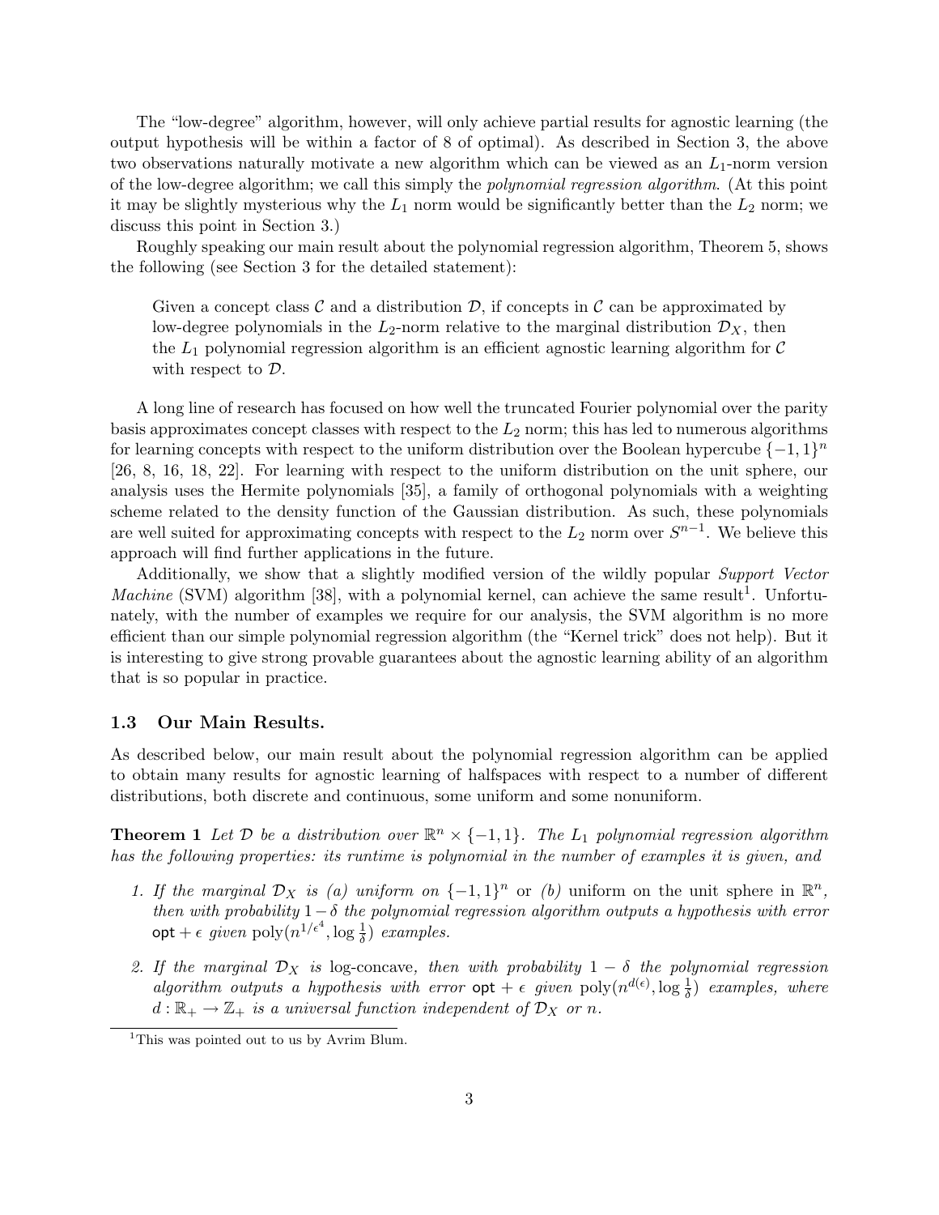The "low-degree" algorithm, however, will only achieve partial results for agnostic learning (the output hypothesis will be within a factor of 8 of optimal). As described in Section 3, the above two observations naturally motivate a new algorithm which can be viewed as an $L_1$-norm version of the low-degree algorithm; we call this simply the *polynomial regression algorithm*. (At this point it may be slightly mysterious why the $L_1$ norm would be significantly better than the $L_2$ norm; we discuss this point in Section 3.)

Roughly speaking our main result about the polynomial regression algorithm, Theorem 5, shows the following (see Section 3 for the detailed statement):

> Given a concept class $\mathcal{C}$ and a distribution $\mathcal{D}$, if concepts in $\mathcal{C}$ can be approximated by low-degree polynomials in the $L_2$-norm relative to the marginal distribution $\mathcal{D}_X$, then the $L_1$ polynomial regression algorithm is an efficient agnostic learning algorithm for $\mathcal{C}$ with respect to $\mathcal{D}$.

A long line of research has focused on how well the truncated Fourier polynomial over the parity basis approximates concept classes with respect to the $L_2$ norm; this has led to numerous algorithms for learning concepts with respect to the uniform distribution over the Boolean hypercube $\{-1, 1\}^n$ [26, 8, 16, 18, 22]. For learning with respect to the uniform distribution on the unit sphere, our analysis uses the Hermite polynomials [35], a family of orthogonal polynomials with a weighting scheme related to the density function of the Gaussian distribution. As such, these polynomials are well suited for approximating concepts with respect to the $L_2$ norm over $S^{n-1}$. We believe this approach will find further applications in the future.

Additionally, we show that a slightly modified version of the wildly popular *Support Vector Machine* (SVM) algorithm [38], with a polynomial kernel, can achieve the same result[1]. Unfortunately, with the number of examples we require for our analysis, the SVM algorithm is no more efficient than our simple polynomial regression algorithm (the "Kernel trick" does not help). But it is interesting to give strong provable guarantees about the agnostic learning ability of an algorithm that is so popular in practice.

### 1.3 Our Main Results.

As described below, our main result about the polynomial regression algorithm can be applied to obtain many results for agnostic learning of halfspaces with respect to a number of different distributions, both discrete and continuous, some uniform and some nonuniform.

**Theorem 1** *Let $\mathcal{D}$ be a distribution over $\mathbb{R}^n \times \{-1, 1\}$. The $L_1$ polynomial regression algorithm has the following properties: its runtime is polynomial in the number of examples it is given, and*

1. *If the marginal $\mathcal{D}_X$ is (a) uniform on $\{-1, 1\}^n$* or *(b)* uniform on the unit sphere in $\mathbb{R}^n$, *then with probability $1 - \delta$ the polynomial regression algorithm outputs a hypothesis with error $\mathsf{opt} + \epsilon$ given $\mathrm{poly}(n^{1/\epsilon^4}, \log \frac{1}{\delta})$ examples.*
2. *If the marginal $\mathcal{D}_X$ is* log-concave*, then with probability $1 - \delta$ the polynomial regression algorithm outputs a hypothesis with error $\mathsf{opt} + \epsilon$ given $\mathrm{poly}(n^{d(\epsilon)}, \log \frac{1}{\delta})$ examples, where $d : \mathbb{R}_+ \to \mathbb{Z}_+$ is a universal function independent of $\mathcal{D}_X$ or $n$.*

[1] This was pointed out to us by Avrim Blum.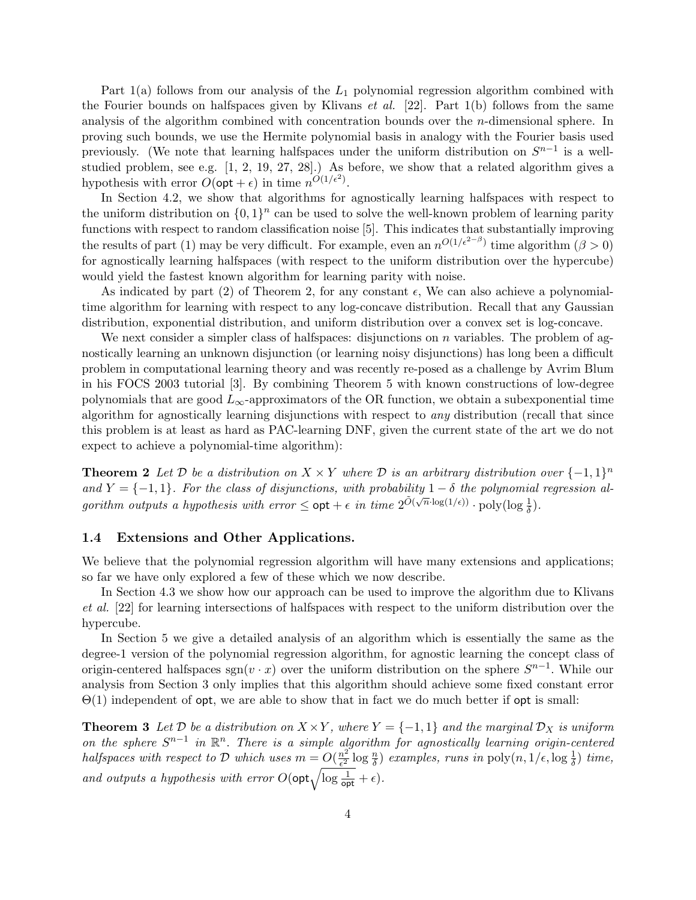Part 1(a) follows from our analysis of the $L_1$ polynomial regression algorithm combined with the Fourier bounds on halfspaces given by Klivans *et al.* [22]. Part 1(b) follows from the same analysis of the algorithm combined with concentration bounds over the $n$-dimensional sphere. In proving such bounds, we use the Hermite polynomial basis in analogy with the Fourier basis used previously. (We note that learning halfspaces under the uniform distribution on $S^{n-1}$ is a well-studied problem, see e.g. [1, 2, 19, 27, 28].) As before, we show that a related algorithm gives a hypothesis with error $O(\mathsf{opt} + \epsilon)$ in time $n^{O(1/\epsilon^2)}$.

In Section 4.2, we show that algorithms for agnostically learning halfspaces with respect to the uniform distribution on $\{0,1\}^n$ can be used to solve the well-known problem of learning parity functions with respect to random classification noise [5]. This indicates that substantially improving the results of part (1) may be very difficult. For example, even an $n^{O(1/\epsilon^{2-\beta})}$ time algorithm ($\beta > 0$) for agnostically learning halfspaces (with respect to the uniform distribution over the hypercube) would yield the fastest known algorithm for learning parity with noise.

As indicated by part (2) of Theorem 2, for any constant $\epsilon$, We can also achieve a polynomial-time algorithm for learning with respect to any log-concave distribution. Recall that any Gaussian distribution, exponential distribution, and uniform distribution over a convex set is log-concave.

We next consider a simpler class of halfspaces: disjunctions on $n$ variables. The problem of agnostically learning an unknown disjunction (or learning noisy disjunctions) has long been a difficult problem in computational learning theory and was recently re-posed as a challenge by Avrim Blum in his FOCS 2003 tutorial [3]. By combining Theorem 5 with known constructions of low-degree polynomials that are good $L_\infty$-approximators of the OR function, we obtain a subexponential time algorithm for agnostically learning disjunctions with respect to *any* distribution (recall that since this problem is at least as hard as PAC-learning DNF, given the current state of the art we do not expect to achieve a polynomial-time algorithm):

**Theorem 2** *Let $\mathcal{D}$ be a distribution on $X \times Y$ where $\mathcal{D}$ is an arbitrary distribution over $\{-1,1\}^n$ and $Y = \{-1,1\}$. For the class of disjunctions, with probability $1-\delta$ the polynomial regression algorithm outputs a hypothesis with error $\leq \mathsf{opt} + \epsilon$ in time $2^{\tilde{O}(\sqrt{n}\cdot \log(1/\epsilon))} \cdot \mathrm{poly}(\log \frac{1}{\delta})$.*

## 1.4 Extensions and Other Applications.

We believe that the polynomial regression algorithm will have many extensions and applications; so far we have only explored a few of these which we now describe.

In Section 4.3 we show how our approach can be used to improve the algorithm due to Klivans *et al.* [22] for learning intersections of halfspaces with respect to the uniform distribution over the hypercube.

In Section 5 we give a detailed analysis of an algorithm which is essentially the same as the degree-1 version of the polynomial regression algorithm, for agnostic learning the concept class of origin-centered halfspaces $\mathrm{sgn}(v \cdot x)$ over the uniform distribution on the sphere $S^{n-1}$. While our analysis from Section 3 only implies that this algorithm should achieve some fixed constant error $\Theta(1)$ independent of $\mathsf{opt}$, we are able to show that in fact we do much better if $\mathsf{opt}$ is small:

**Theorem 3** *Let $\mathcal{D}$ be a distribution on $X \times Y$, where $Y = \{-1,1\}$ and the marginal $\mathcal{D}_X$ is uniform on the sphere $S^{n-1}$ in $\mathbb{R}^n$. There is a simple algorithm for agnostically learning origin-centered halfspaces with respect to $\mathcal{D}$ which uses $m = O(\frac{n^2}{\epsilon^2} \log \frac{n}{\delta})$ examples, runs in $\mathrm{poly}(n, 1/\epsilon, \log \frac{1}{\delta})$ time, and outputs a hypothesis with error $O(\mathsf{opt}\sqrt{\log \frac{1}{\mathsf{opt}}} + \epsilon)$.*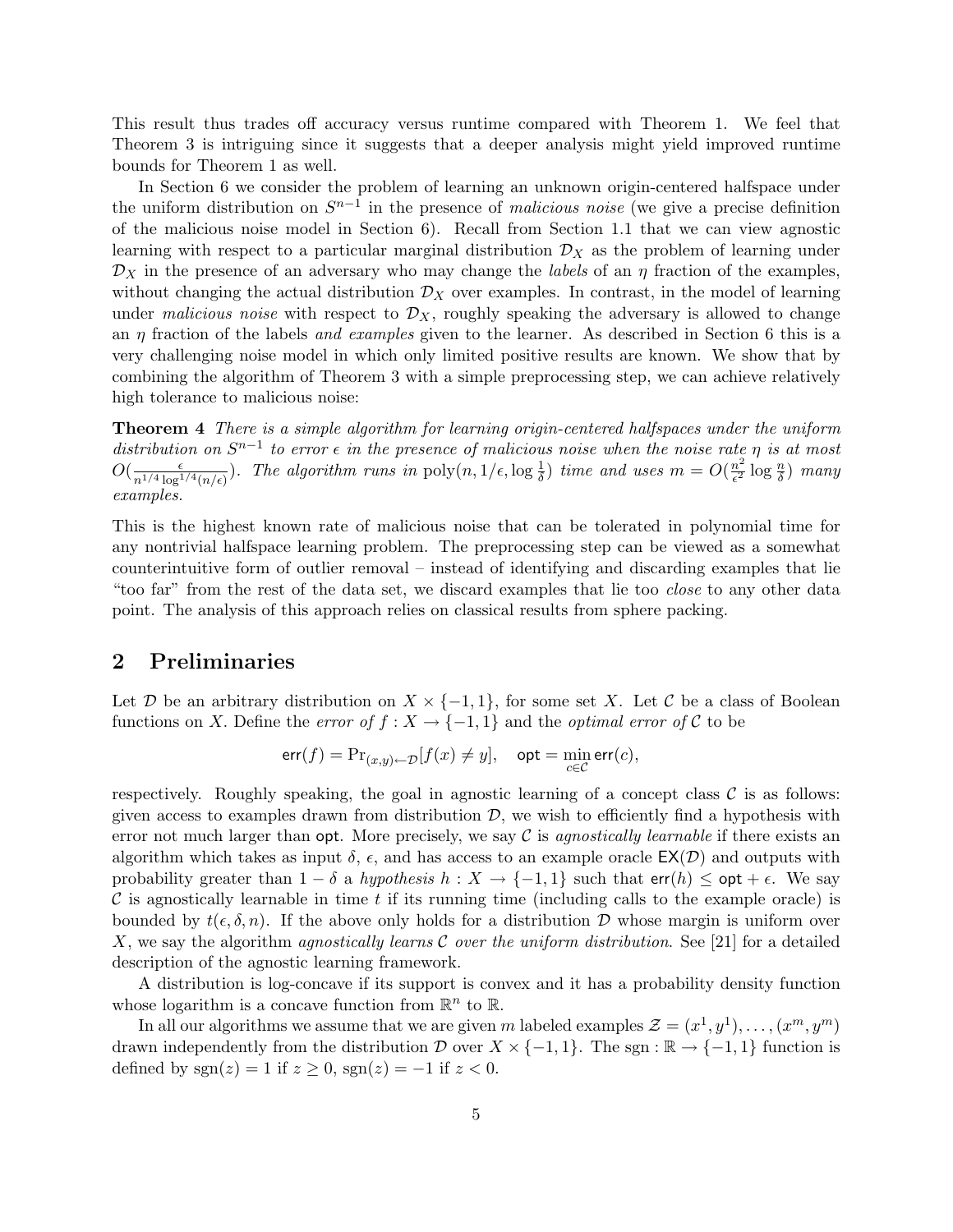This result thus trades off accuracy versus runtime compared with Theorem 1. We feel that Theorem 3 is intriguing since it suggests that a deeper analysis might yield improved runtime bounds for Theorem 1 as well.

In Section 6 we consider the problem of learning an unknown origin-centered halfspace under the uniform distribution on $S^{n-1}$ in the presence of *malicious noise* (we give a precise definition of the malicious noise model in Section 6). Recall from Section 1.1 that we can view agnostic learning with respect to a particular marginal distribution $\mathcal{D}_X$ as the problem of learning under $\mathcal{D}_X$ in the presence of an adversary who may change the *labels* of an $\eta$ fraction of the examples, without changing the actual distribution $\mathcal{D}_X$ over examples. In contrast, in the model of learning under *malicious noise* with respect to $\mathcal{D}_X$, roughly speaking the adversary is allowed to change an $\eta$ fraction of the labels *and examples* given to the learner. As described in Section 6 this is a very challenging noise model in which only limited positive results are known. We show that by combining the algorithm of Theorem 3 with a simple preprocessing step, we can achieve relatively high tolerance to malicious noise:

**Theorem 4** *There is a simple algorithm for learning origin-centered halfspaces under the uniform distribution on $S^{n-1}$ to error $\epsilon$ in the presence of malicious noise when the noise rate $\eta$ is at most $O(\frac{\epsilon}{n^{1/4}\log^{1/4}(n/\epsilon)})$. The algorithm runs in $\mathrm{poly}(n, 1/\epsilon, \log\frac{1}{\delta})$ time and uses $m = O(\frac{n^2}{\epsilon^2}\log\frac{n}{\delta})$ many examples.*

This is the highest known rate of malicious noise that can be tolerated in polynomial time for any nontrivial halfspace learning problem. The preprocessing step can be viewed as a somewhat counterintuitive form of outlier removal – instead of identifying and discarding examples that lie "too far" from the rest of the data set, we discard examples that lie too *close* to any other data point. The analysis of this approach relies on classical results from sphere packing.

## 2 Preliminaries

Let $\mathcal{D}$ be an arbitrary distribution on $X \times \{-1, 1\}$, for some set $X$. Let $\mathcal{C}$ be a class of Boolean functions on $X$. Define the *error of* $f : X \to \{-1, 1\}$ and the *optimal error of* $\mathcal{C}$ to be

$$\mathsf{err}(f) = \Pr_{(x,y)\leftarrow\mathcal{D}}[f(x) \neq y], \quad \mathsf{opt} = \min_{c\in\mathcal{C}} \mathsf{err}(c),$$

respectively. Roughly speaking, the goal in agnostic learning of a concept class $\mathcal{C}$ is as follows: given access to examples drawn from distribution $\mathcal{D}$, we wish to efficiently find a hypothesis with error not much larger than $\mathsf{opt}$. More precisely, we say $\mathcal{C}$ is *agnostically learnable* if there exists an algorithm which takes as input $\delta$, $\epsilon$, and has access to an example oracle $\mathsf{EX}(\mathcal{D})$ and outputs with probability greater than $1 - \delta$ a *hypothesis* $h : X \to \{-1, 1\}$ such that $\mathsf{err}(h) \leq \mathsf{opt} + \epsilon$. We say $\mathcal{C}$ is agnostically learnable in time $t$ if its running time (including calls to the example oracle) is bounded by $t(\epsilon, \delta, n)$. If the above only holds for a distribution $\mathcal{D}$ whose margin is uniform over $X$, we say the algorithm *agnostically learns $\mathcal{C}$ over the uniform distribution*. See [21] for a detailed description of the agnostic learning framework.

A distribution is log-concave if its support is convex and it has a probability density function whose logarithm is a concave function from $\mathbb{R}^n$ to $\mathbb{R}$.

In all our algorithms we assume that we are given $m$ labeled examples $\mathcal{Z} = (x^1, y^1), \ldots, (x^m, y^m)$ drawn independently from the distribution $\mathcal{D}$ over $X \times \{-1, 1\}$. The $\mathrm{sgn} : \mathbb{R} \to \{-1, 1\}$ function is defined by $\mathrm{sgn}(z) = 1$ if $z \geq 0$, $\mathrm{sgn}(z) = -1$ if $z < 0$.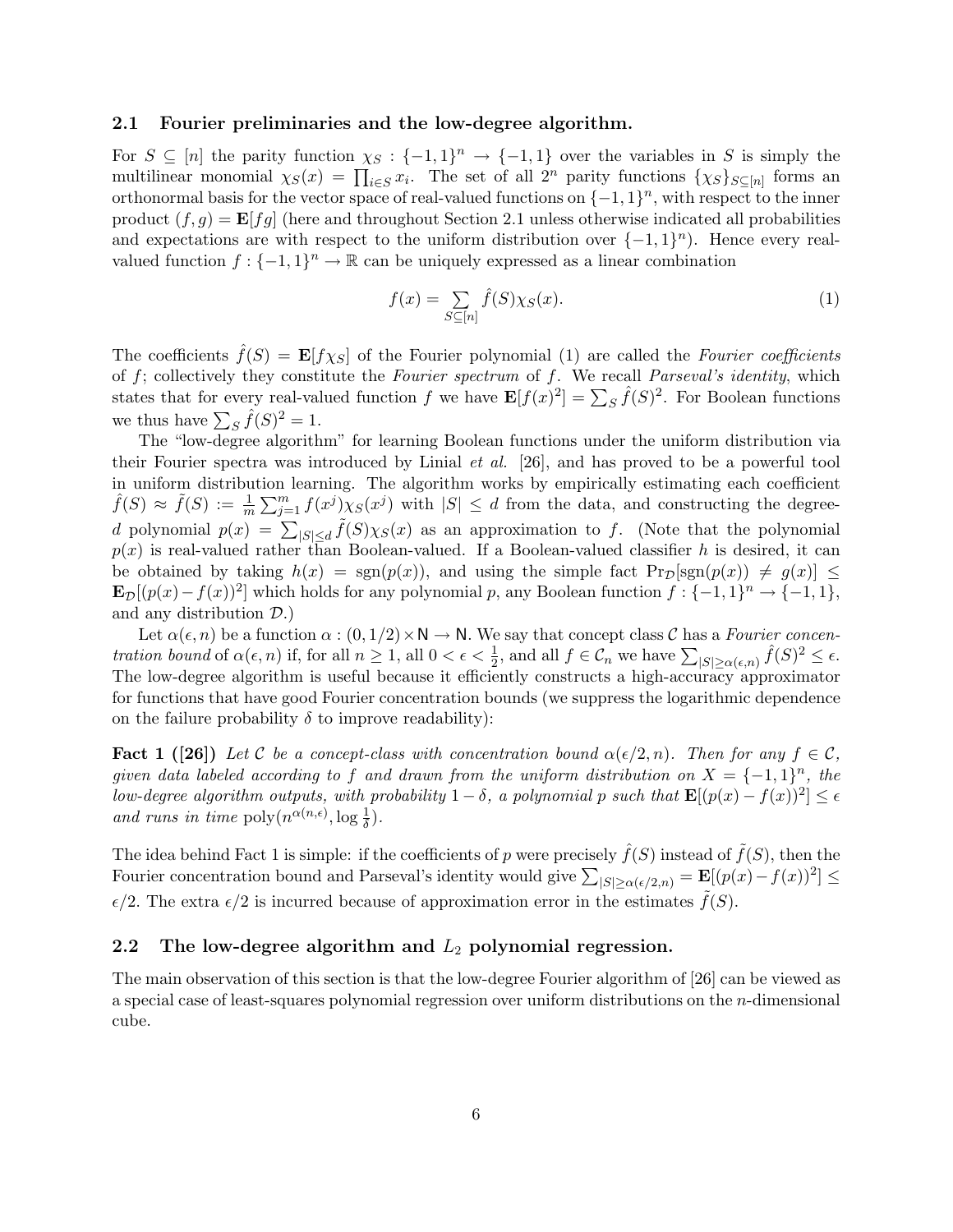### 2.1 Fourier preliminaries and the low-degree algorithm.

For $S \subseteq [n]$ the parity function $\chi_S : \{-1,1\}^n \to \{-1,1\}$ over the variables in $S$ is simply the multilinear monomial $\chi_S(x) = \prod_{i \in S} x_i$. The set of all $2^n$ parity functions $\{\chi_S\}_{S \subseteq [n]}$ forms an orthonormal basis for the vector space of real-valued functions on $\{-1,1\}^n$, with respect to the inner product $(f,g) = \mathbf{E}[fg]$ (here and throughout Section 2.1 unless otherwise indicated all probabilities and expectations are with respect to the uniform distribution over $\{-1,1\}^n$). Hence every real-valued function $f : \{-1,1\}^n \to \mathbb{R}$ can be uniquely expressed as a linear combination

$$f(x) = \sum_{S \subseteq [n]} \hat{f}(S)\chi_S(x). \tag{1}$$

The coefficients $\hat{f}(S) = \mathbf{E}[f\chi_S]$ of the Fourier polynomial (1) are called the *Fourier coefficients* of $f$; collectively they constitute the *Fourier spectrum* of $f$. We recall *Parseval's identity*, which states that for every real-valued function $f$ we have $\mathbf{E}[f(x)^2] = \sum_S \hat{f}(S)^2$. For Boolean functions we thus have $\sum_S \hat{f}(S)^2 = 1$.

The "low-degree algorithm" for learning Boolean functions under the uniform distribution via their Fourier spectra was introduced by Linial *et al.* [26], and has proved to be a powerful tool in uniform distribution learning. The algorithm works by empirically estimating each coefficient $\hat{f}(S) \approx \tilde{f}(S) := \frac{1}{m}\sum_{j=1}^m f(x^j)\chi_S(x^j)$ with $|S| \le d$ from the data, and constructing the degree-$d$ polynomial $p(x) = \sum_{|S| \le d} \tilde{f}(S)\chi_S(x)$ as an approximation to $f$. (Note that the polynomial $p(x)$ is real-valued rather than Boolean-valued. If a Boolean-valued classifier $h$ is desired, it can be obtained by taking $h(x) = \mathrm{sgn}(p(x))$, and using the simple fact $\Pr_{\mathcal{D}}[\mathrm{sgn}(p(x)) \ne g(x)] \le \mathbf{E}_{\mathcal{D}}[(p(x) - f(x))^2]$ which holds for any polynomial $p$, any Boolean function $f : \{-1,1\}^n \to \{-1,1\}$, and any distribution $\mathcal{D}$.)

Let $\alpha(\epsilon, n)$ be a function $\alpha : (0, 1/2) \times \mathsf{N} \to \mathsf{N}$. We say that concept class $\mathcal{C}$ has a *Fourier concentration bound* of $\alpha(\epsilon, n)$ if, for all $n \ge 1$, all $0 < \epsilon < \frac{1}{2}$, and all $f \in \mathcal{C}_n$ we have $\sum_{|S| \ge \alpha(\epsilon,n)} \hat{f}(S)^2 \le \epsilon$. The low-degree algorithm is useful because it efficiently constructs a high-accuracy approximator for functions that have good Fourier concentration bounds (we suppress the logarithmic dependence on the failure probability $\delta$ to improve readability):

**Fact 1 ([26])** *Let $\mathcal{C}$ be a concept-class with concentration bound $\alpha(\epsilon/2, n)$. Then for any $f \in \mathcal{C}$, given data labeled according to $f$ and drawn from the uniform distribution on $X = \{-1,1\}^n$, the low-degree algorithm outputs, with probability $1 - \delta$, a polynomial $p$ such that $\mathbf{E}[(p(x) - f(x))^2] \le \epsilon$ and runs in time $\mathrm{poly}(n^{\alpha(n,\epsilon)}, \log \frac{1}{\delta})$.*

The idea behind Fact 1 is simple: if the coefficients of $p$ were precisely $\hat{f}(S)$ instead of $\tilde{f}(S)$, then the Fourier concentration bound and Parseval's identity would give $\sum_{|S| \ge \alpha(\epsilon/2,n)} = \mathbf{E}[(p(x) - f(x))^2] \le \epsilon/2$. The extra $\epsilon/2$ is incurred because of approximation error in the estimates $\tilde{f}(S)$.

### 2.2 The low-degree algorithm and $L_2$ polynomial regression.

The main observation of this section is that the low-degree Fourier algorithm of [26] can be viewed as a special case of least-squares polynomial regression over uniform distributions on the $n$-dimensional cube.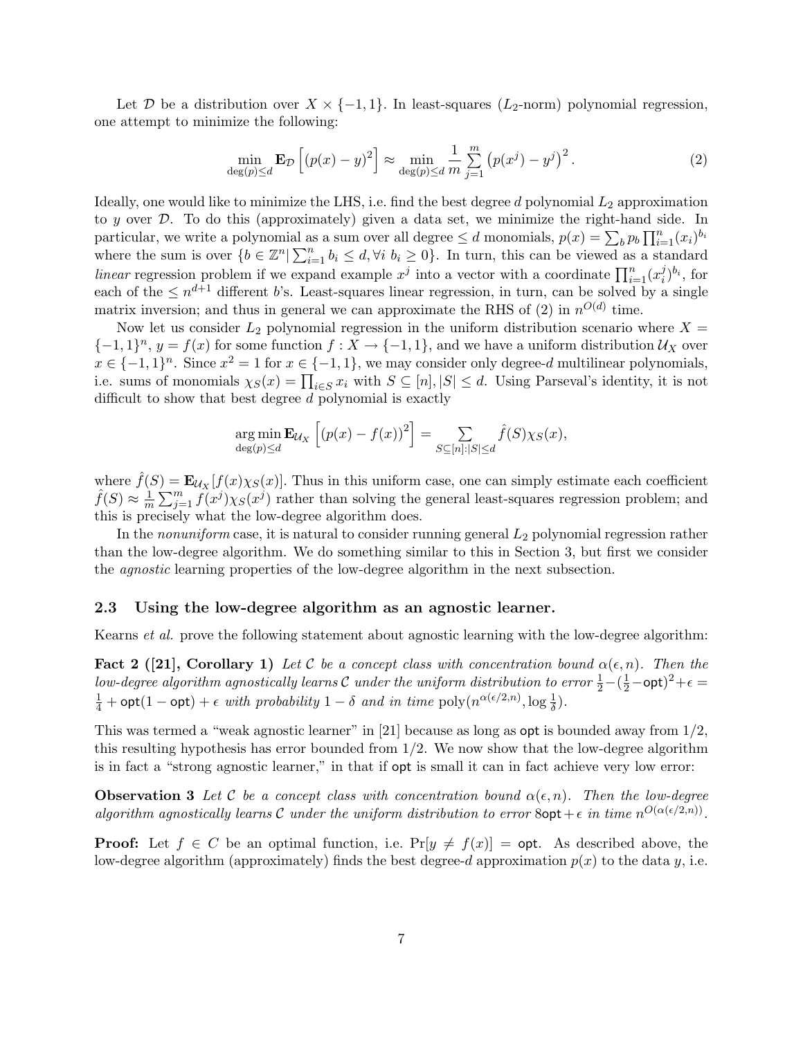Let $\mathcal{D}$ be a distribution over $X \times \{-1, 1\}$. In least-squares ($L_2$-norm) polynomial regression, one attempt to minimize the following:

$$\min_{\deg(p) \le d} \mathbf{E}_{\mathcal{D}} \left[ (p(x) - y)^2 \right] \approx \min_{\deg(p) \le d} \frac{1}{m} \sum_{j=1}^{m} \left( p(x^j) - y^j \right)^2. \tag{2}$$

Ideally, one would like to minimize the LHS, i.e. find the best degree $d$ polynomial $L_2$ approximation to $y$ over $\mathcal{D}$. To do this (approximately) given a data set, we minimize the right-hand side. In particular, we write a polynomial as a sum over all degree $\le d$ monomials, $p(x) = \sum_b p_b \prod_{i=1}^n (x_i)^{b_i}$ where the sum is over $\{b \in \mathbb{Z}^n | \sum_{i=1}^n b_i \le d, \forall i\ b_i \ge 0\}$. In turn, this can be viewed as a standard *linear* regression problem if we expand example $x^j$ into a vector with a coordinate $\prod_{i=1}^n (x_i^j)^{b_i}$, for each of the $\le n^{d+1}$ different $b$'s. Least-squares linear regression, in turn, can be solved by a single matrix inversion; and thus in general we can approximate the RHS of (2) in $n^{O(d)}$ time.

Now let us consider $L_2$ polynomial regression in the uniform distribution scenario where $X = \{-1, 1\}^n$, $y = f(x)$ for some function $f : X \to \{-1, 1\}$, and we have a uniform distribution $\mathcal{U}_X$ over $x \in \{-1, 1\}^n$. Since $x^2 = 1$ for $x \in \{-1, 1\}$, we may consider only degree-$d$ multilinear polynomials, i.e. sums of monomials $\chi_S(x) = \prod_{i \in S} x_i$ with $S \subseteq [n], |S| \le d$. Using Parseval's identity, it is not difficult to show that best degree $d$ polynomial is exactly

$$\arg\min_{\deg(p) \le d} \mathbf{E}_{\mathcal{U}_X} \left[ (p(x) - f(x))^2 \right] = \sum_{S \subseteq [n]: |S| \le d} \hat{f}(S) \chi_S(x),$$

where $\hat{f}(S) = \mathbf{E}_{\mathcal{U}_X}[f(x)\chi_S(x)]$. Thus in this uniform case, one can simply estimate each coefficient $\hat{f}(S) \approx \frac{1}{m} \sum_{j=1}^m f(x^j) \chi_S(x^j)$ rather than solving the general least-squares regression problem; and this is precisely what the low-degree algorithm does.

In the *nonuniform* case, it is natural to consider running general $L_2$ polynomial regression rather than the low-degree algorithm. We do something similar to this in Section 3, but first we consider the *agnostic* learning properties of the low-degree algorithm in the next subsection.

### 2.3 Using the low-degree algorithm as an agnostic learner.

Kearns *et al.* prove the following statement about agnostic learning with the low-degree algorithm:

**Fact 2 ([21], Corollary 1)** *Let $\mathcal{C}$ be a concept class with concentration bound $\alpha(\epsilon, n)$. Then the low-degree algorithm agnostically learns $\mathcal{C}$ under the uniform distribution to error $\frac{1}{2} - (\frac{1}{2} - \mathsf{opt})^2 + \epsilon = \frac{1}{4} + \mathsf{opt}(1 - \mathsf{opt}) + \epsilon$ with probability $1 - \delta$ and in time $\mathrm{poly}(n^{\alpha(\epsilon/2, n)}, \log \frac{1}{\delta})$.*

This was termed a "weak agnostic learner" in [21] because as long as $\mathsf{opt}$ is bounded away from $1/2$, this resulting hypothesis has error bounded from $1/2$. We now show that the low-degree algorithm is in fact a "strong agnostic learner," in that if $\mathsf{opt}$ is small it can in fact achieve very low error:

**Observation 3** *Let $\mathcal{C}$ be a concept class with concentration bound $\alpha(\epsilon, n)$. Then the low-degree algorithm agnostically learns $\mathcal{C}$ under the uniform distribution to error $8\mathsf{opt} + \epsilon$ in time $n^{O(\alpha(\epsilon/2, n))}$.*

**Proof:** Let $f \in C$ be an optimal function, i.e. $\Pr[y \ne f(x)] = \mathsf{opt}$. As described above, the low-degree algorithm (approximately) finds the best degree-$d$ approximation $p(x)$ to the data $y$, i.e.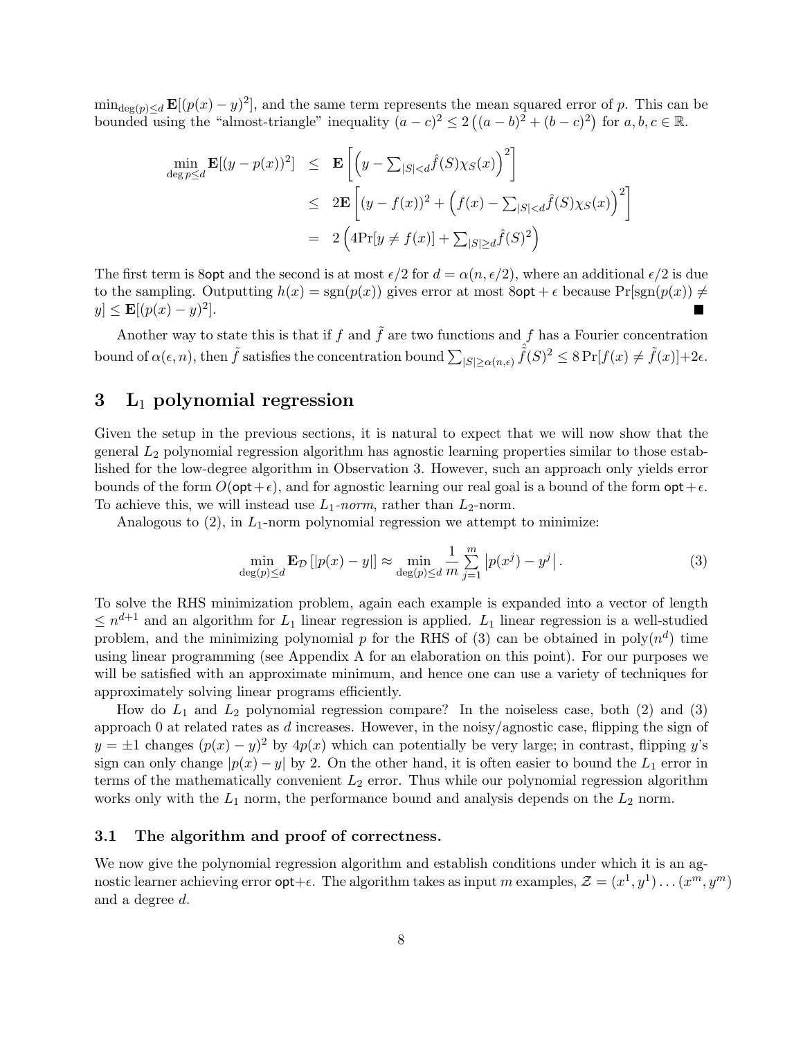$\min_{\deg(p)\leq d} \mathbf{E}[(p(x)-y)^2]$, and the same term represents the mean squared error of $p$. This can be bounded using the "almost-triangle" inequality $(a-c)^2 \leq 2\left((a-b)^2+(b-c)^2\right)$ for $a,b,c \in \mathbb{R}$.

$$
\begin{aligned}
\min_{\deg p \leq d} \mathbf{E}[(y-p(x))^2] &\leq \mathbf{E}\left[\left(y - \textstyle\sum_{|S|<d} \hat{f}(S)\chi_S(x)\right)^2\right] \\
&\leq 2\mathbf{E}\left[(y-f(x))^2 + \left(f(x) - \textstyle\sum_{|S|<d} \hat{f}(S)\chi_S(x)\right)^2\right] \\
&= 2\left(4\Pr[y \neq f(x)] + \textstyle\sum_{|S|\geq d} \hat{f}(S)^2\right)
\end{aligned}
$$

The first term is $8\mathsf{opt}$ and the second is at most $\epsilon/2$ for $d = \alpha(n, \epsilon/2)$, where an additional $\epsilon/2$ is due to the sampling. Outputting $h(x) = \mathrm{sgn}(p(x))$ gives error at most $8\mathsf{opt} + \epsilon$ because $\Pr[\mathrm{sgn}(p(x)) \neq y] \leq \mathbf{E}[(p(x)-y)^2]$. ■

Another way to state this is that if $f$ and $\tilde{f}$ are two functions and $f$ has a Fourier concentration bound of $\alpha(\epsilon, n)$, then $\tilde{f}$ satisfies the concentration bound $\sum_{|S|\geq\alpha(n,\epsilon)} \hat{\tilde{f}}(S)^2 \leq 8\Pr[f(x) \neq \tilde{f}(x)] + 2\epsilon$.

# 3 L$_1$ polynomial regression

Given the setup in the previous sections, it is natural to expect that we will now show that the general $L_2$ polynomial regression algorithm has agnostic learning properties similar to those established for the low-degree algorithm in Observation 3. However, such an approach only yields error bounds of the form $O(\mathsf{opt}+\epsilon)$, and for agnostic learning our real goal is a bound of the form $\mathsf{opt}+\epsilon$. To achieve this, we will instead use $L_1$-*norm*, rather than $L_2$-norm.

Analogous to (2), in $L_1$-norm polynomial regression we attempt to minimize:

$$
\min_{\deg(p)\leq d} \mathbf{E}_{\mathcal{D}}\left[|p(x)-y|\right] \approx \min_{\deg(p)\leq d} \frac{1}{m}\sum_{j=1}^{m} \left|p(x^j) - y^j\right|. \tag{3}
$$

To solve the RHS minimization problem, again each example is expanded into a vector of length $\leq n^{d+1}$ and an algorithm for $L_1$ linear regression is applied. $L_1$ linear regression is a well-studied problem, and the minimizing polynomial $p$ for the RHS of (3) can be obtained in poly($n^d$) time using linear programming (see Appendix A for an elaboration on this point). For our purposes we will be satisfied with an approximate minimum, and hence one can use a variety of techniques for approximately solving linear programs efficiently.

How do $L_1$ and $L_2$ polynomial regression compare? In the noiseless case, both (2) and (3) approach 0 at related rates as $d$ increases. However, in the noisy/agnostic case, flipping the sign of $y = \pm 1$ changes $(p(x)-y)^2$ by $4p(x)$ which can potentially be very large; in contrast, flipping $y$'s sign can only change $|p(x)-y|$ by 2. On the other hand, it is often easier to bound the $L_1$ error in terms of the mathematically convenient $L_2$ error. Thus while our polynomial regression algorithm works only with the $L_1$ norm, the performance bound and analysis depends on the $L_2$ norm.

## 3.1 The algorithm and proof of correctness.

We now give the polynomial regression algorithm and establish conditions under which it is an agnostic learner achieving error $\mathsf{opt}+\epsilon$. The algorithm takes as input $m$ examples, $\mathcal{Z} = (x^1, y^1)\ldots(x^m, y^m)$ and a degree $d$.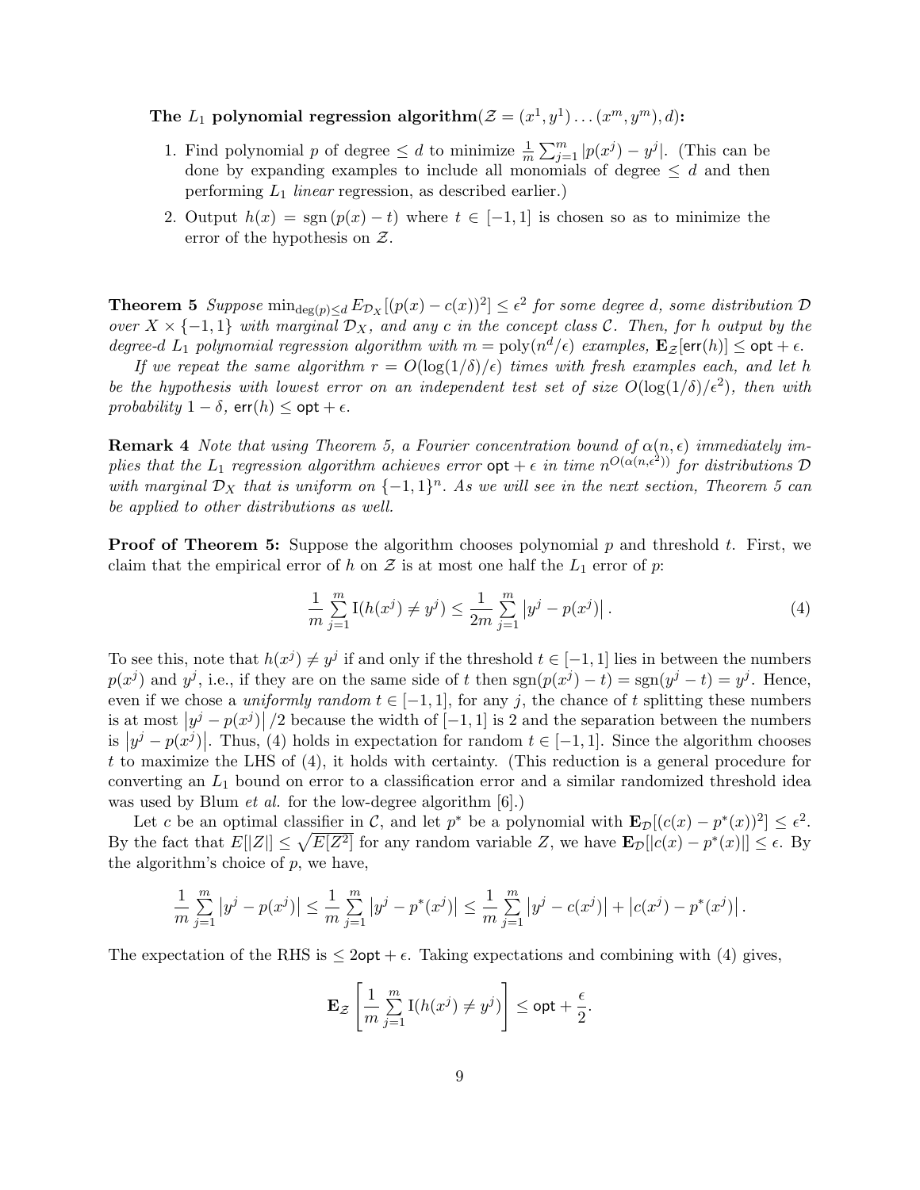**The $L_1$ polynomial regression algorithm**($\mathcal{Z} = (x^1, y^1) \dots (x^m, y^m), d$)**:**

1. Find polynomial $p$ of degree $\leq d$ to minimize $\frac{1}{m}\sum_{j=1}^{m} |p(x^j) - y^j|$. (This can be done by expanding examples to include all monomials of degree $\leq d$ and then performing $L_1$ *linear* regression, as described earlier.)
2. Output $h(x) = \operatorname{sgn}(p(x) - t)$ where $t \in [-1, 1]$ is chosen so as to minimize the error of the hypothesis on $\mathcal{Z}$.

**Theorem 5** *Suppose* $\min_{\deg(p) \leq d} E_{\mathcal{D}_X}[(p(x) - c(x))^2] \leq \epsilon^2$ *for some degree* $d$*, some distribution* $\mathcal{D}$ *over* $X \times \{-1, 1\}$ *with marginal* $\mathcal{D}_X$*, and any* $c$ *in the concept class* $\mathcal{C}$*. Then, for* $h$ *output by the degree-*$d$ $L_1$ *polynomial regression algorithm with* $m = \text{poly}(n^d/\epsilon)$ *examples,* $\mathbf{E}_{\mathcal{Z}}[\mathsf{err}(h)] \leq \mathsf{opt} + \epsilon$*.*

*If we repeat the same algorithm* $r = O(\log(1/\delta)/\epsilon)$ *times with fresh examples each, and let* $h$ *be the hypothesis with lowest error on an independent test set of size* $O(\log(1/\delta)/\epsilon^2)$*, then with probability* $1 - \delta$*,* $\mathsf{err}(h) \leq \mathsf{opt} + \epsilon$*.*

**Remark 4** *Note that using Theorem 5, a Fourier concentration bound of* $\alpha(n, \epsilon)$ *immediately implies that the* $L_1$ *regression algorithm achieves error* $\mathsf{opt} + \epsilon$ *in time* $n^{O(\alpha(n, \epsilon^2))}$ *for distributions* $\mathcal{D}$ *with marginal* $\mathcal{D}_X$ *that is uniform on* $\{-1, 1\}^n$*. As we will see in the next section, Theorem 5 can be applied to other distributions as well.*

**Proof of Theorem 5:** Suppose the algorithm chooses polynomial $p$ and threshold $t$. First, we claim that the empirical error of $h$ on $\mathcal{Z}$ is at most one half the $L_1$ error of $p$:

$$\frac{1}{m}\sum_{j=1}^{m} \mathrm{I}(h(x^j) \neq y^j) \leq \frac{1}{2m}\sum_{j=1}^{m} \left| y^j - p(x^j) \right|. \tag{4}$$

To see this, note that $h(x^j) \neq y^j$ if and only if the threshold $t \in [-1, 1]$ lies in between the numbers $p(x^j)$ and $y^j$, i.e., if they are on the same side of $t$ then $\operatorname{sgn}(p(x^j) - t) = \operatorname{sgn}(y^j - t) = y^j$. Hence, even if we chose a *uniformly random* $t \in [-1, 1]$, for any $j$, the chance of $t$ splitting these numbers is at most $\left| y^j - p(x^j) \right| / 2$ because the width of $[-1, 1]$ is 2 and the separation between the numbers is $\left| y^j - p(x^j) \right|$. Thus, (4) holds in expectation for random $t \in [-1, 1]$. Since the algorithm chooses $t$ to maximize the LHS of (4), it holds with certainty. (This reduction is a general procedure for converting an $L_1$ bound on error to a classification error and a similar randomized threshold idea was used by Blum *et al.* for the low-degree algorithm [6].)

Let $c$ be an optimal classifier in $\mathcal{C}$, and let $p^*$ be a polynomial with $\mathbf{E}_{\mathcal{D}}[(c(x) - p^*(x))^2] \leq \epsilon^2$. By the fact that $E[|Z|] \leq \sqrt{E[Z^2]}$ for any random variable $Z$, we have $\mathbf{E}_{\mathcal{D}}[|c(x) - p^*(x)|] \leq \epsilon$. By the algorithm's choice of $p$, we have,

$$\frac{1}{m}\sum_{j=1}^{m} \left| y^j - p(x^j) \right| \leq \frac{1}{m}\sum_{j=1}^{m} \left| y^j - p^*(x^j) \right| \leq \frac{1}{m}\sum_{j=1}^{m} \left| y^j - c(x^j) \right| + \left| c(x^j) - p^*(x^j) \right|.$$

The expectation of the RHS is $\leq 2\mathsf{opt} + \epsilon$. Taking expectations and combining with (4) gives,

$$\mathbf{E}_{\mathcal{Z}}\left[\frac{1}{m}\sum_{j=1}^{m} \mathrm{I}(h(x^j) \neq y^j)\right] \leq \mathsf{opt} + \frac{\epsilon}{2}.$$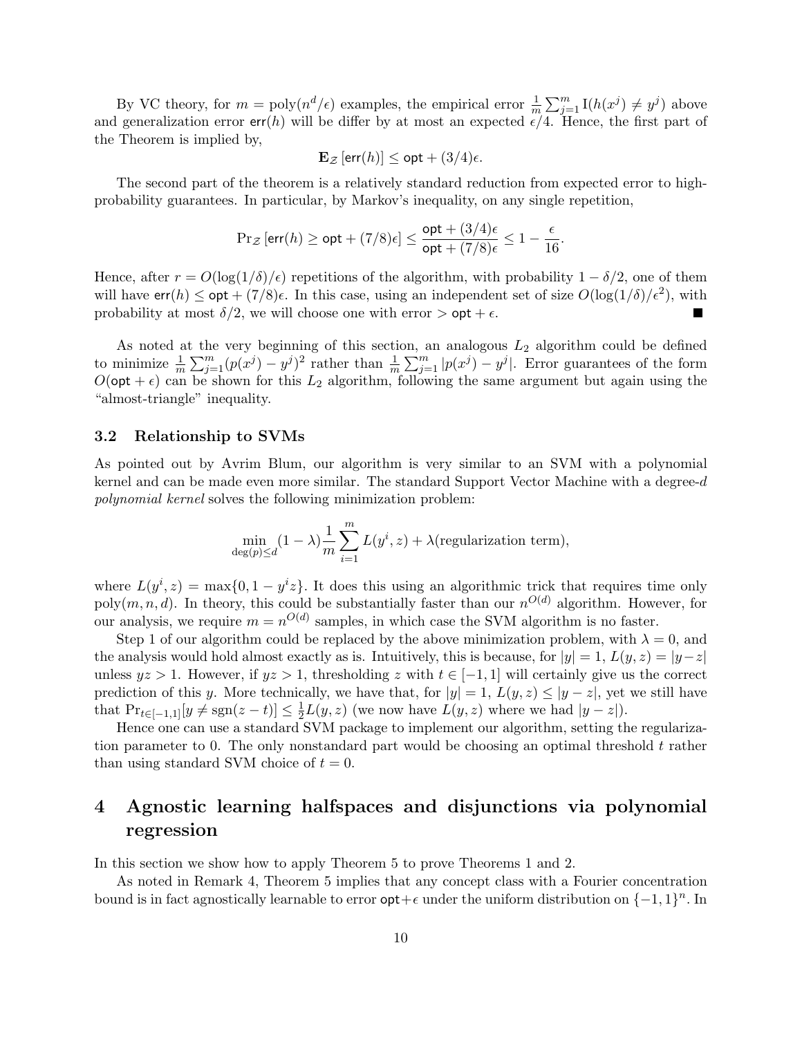By VC theory, for $m = \text{poly}(n^d/\epsilon)$ examples, the empirical error $\frac{1}{m}\sum_{j=1}^m \mathrm{I}(h(x^j) \neq y^j)$ above and generalization error $\mathsf{err}(h)$ will be differ by at most an expected $\epsilon/4$. Hence, the first part of the Theorem is implied by,

$$\mathbf{E}_{\mathcal{Z}}\left[\mathsf{err}(h)\right] \leq \mathsf{opt} + (3/4)\epsilon.$$

The second part of the theorem is a relatively standard reduction from expected error to high-probability guarantees. In particular, by Markov's inequality, on any single repetition,

$$\Pr_{\mathcal{Z}}\left[\mathsf{err}(h) \geq \mathsf{opt} + (7/8)\epsilon\right] \leq \frac{\mathsf{opt} + (3/4)\epsilon}{\mathsf{opt} + (7/8)\epsilon} \leq 1 - \frac{\epsilon}{16}.$$

Hence, after $r = O(\log(1/\delta)/\epsilon)$ repetitions of the algorithm, with probability $1 - \delta/2$, one of them will have $\mathsf{err}(h) \leq \mathsf{opt} + (7/8)\epsilon$. In this case, using an independent set of size $O(\log(1/\delta)/\epsilon^2)$, with probability at most $\delta/2$, we will choose one with error $> \mathsf{opt} + \epsilon$. ■

As noted at the very beginning of this section, an analogous $L_2$ algorithm could be defined to minimize $\frac{1}{m}\sum_{j=1}^m (p(x^j) - y^j)^2$ rather than $\frac{1}{m}\sum_{j=1}^m |p(x^j) - y^j|$. Error guarantees of the form $O(\mathsf{opt} + \epsilon)$ can be shown for this $L_2$ algorithm, following the same argument but again using the "almost-triangle" inequality.

### 3.2 Relationship to SVMs

As pointed out by Avrim Blum, our algorithm is very similar to an SVM with a polynomial kernel and can be made even more similar. The standard Support Vector Machine with a degree-$d$ *polynomial kernel* solves the following minimization problem:

$$\min_{\deg(p) \leq d} (1 - \lambda)\frac{1}{m}\sum_{i=1}^m L(y^i, z) + \lambda(\text{regularization term}),$$

where $L(y^i, z) = \max\{0, 1 - y^i z\}$. It does this using an algorithmic trick that requires time only $\text{poly}(m, n, d)$. In theory, this could be substantially faster than our $n^{O(d)}$ algorithm. However, for our analysis, we require $m = n^{O(d)}$ samples, in which case the SVM algorithm is no faster.

Step 1 of our algorithm could be replaced by the above minimization problem, with $\lambda = 0$, and the analysis would hold almost exactly as is. Intuitively, this is because, for $|y| = 1$, $L(y, z) = |y - z|$ unless $yz > 1$. However, if $yz > 1$, thresholding $z$ with $t \in [-1, 1]$ will certainly give us the correct prediction of this $y$. More technically, we have that, for $|y| = 1$, $L(y, z) \leq |y - z|$, yet we still have that $\Pr_{t \in [-1,1]}[y \neq \text{sgn}(z - t)] \leq \frac{1}{2}L(y, z)$ (we now have $L(y, z)$ where we had $|y - z|$).

Hence one can use a standard SVM package to implement our algorithm, setting the regularization parameter to 0. The only nonstandard part would be choosing an optimal threshold $t$ rather than using standard SVM choice of $t = 0$.

## 4 Agnostic learning halfspaces and disjunctions via polynomial regression

In this section we show how to apply Theorem 5 to prove Theorems 1 and 2.

As noted in Remark 4, Theorem 5 implies that any concept class with a Fourier concentration bound is in fact agnostically learnable to error $\mathsf{opt} + \epsilon$ under the uniform distribution on $\{-1, 1\}^n$. In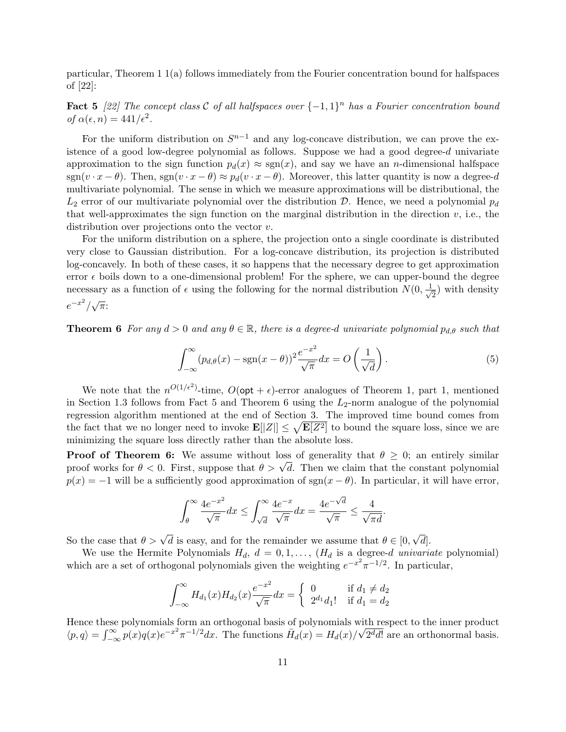particular, Theorem 1 1(a) follows immediately from the Fourier concentration bound for halfspaces of [22]:

**Fact 5** *[22] The concept class $\mathcal{C}$ of all halfspaces over $\{-1,1\}^n$ has a Fourier concentration bound of $\alpha(\epsilon, n) = 441/\epsilon^2$.*

For the uniform distribution on $S^{n-1}$ and any log-concave distribution, we can prove the existence of a good low-degree polynomial as follows. Suppose we had a good degree-$d$ univariate approximation to the sign function $p_d(x) \approx \mathrm{sgn}(x)$, and say we have an $n$-dimensional halfspace $\mathrm{sgn}(v \cdot x - \theta)$. Then, $\mathrm{sgn}(v \cdot x - \theta) \approx p_d(v \cdot x - \theta)$. Moreover, this latter quantity is now a degree-$d$ multivariate polynomial. The sense in which we measure approximations will be distributional, the $L_2$ error of our multivariate polynomial over the distribution $\mathcal{D}$. Hence, we need a polynomial $p_d$ that well-approximates the sign function on the marginal distribution in the direction $v$, i.e., the distribution over projections onto the vector $v$.

For the uniform distribution on a sphere, the projection onto a single coordinate is distributed very close to Gaussian distribution. For a log-concave distribution, its projection is distributed log-concavely. In both of these cases, it so happens that the necessary degree to get approximation error $\epsilon$ boils down to a one-dimensional problem! For the sphere, we can upper-bound the degree necessary as a function of $\epsilon$ using the following for the normal distribution $N(0, \frac{1}{\sqrt{2}})$ with density $e^{-x^2}/\sqrt{\pi}$:

**Theorem 6** *For any $d > 0$ and any $\theta \in \mathbb{R}$, there is a degree-$d$ univariate polynomial $p_{d,\theta}$ such that*

$$\int_{-\infty}^{\infty} (p_{d,\theta}(x) - \mathrm{sgn}(x-\theta))^2 \frac{e^{-x^2}}{\sqrt{\pi}} dx = O\left(\frac{1}{\sqrt{d}}\right). \tag{5}$$

We note that the $n^{O(1/\epsilon^2)}$-time, $O(\mathsf{opt} + \epsilon)$-error analogues of Theorem 1, part 1, mentioned in Section 1.3 follows from Fact 5 and Theorem 6 using the $L_2$-norm analogue of the polynomial regression algorithm mentioned at the end of Section 3. The improved time bound comes from the fact that we no longer need to invoke $\mathbf{E}[|Z|] \leq \sqrt{\mathbf{E}[Z^2]}$ to bound the square loss, since we are minimizing the square loss directly rather than the absolute loss.

**Proof of Theorem 6:** We assume without loss of generality that $\theta \geq 0$; an entirely similar proof works for $\theta < 0$. First, suppose that $\theta > \sqrt{d}$. Then we claim that the constant polynomial $p(x) = -1$ will be a sufficiently good approximation of $\mathrm{sgn}(x - \theta)$. In particular, it will have error,

$$\int_{\theta}^{\infty} \frac{4e^{-x^2}}{\sqrt{\pi}} dx \leq \int_{\sqrt{d}}^{\infty} \frac{4e^{-x}}{\sqrt{\pi}} dx = \frac{4e^{-\sqrt{d}}}{\sqrt{\pi}} \leq \frac{4}{\sqrt{\pi d}}.$$

So the case that $\theta > \sqrt{d}$ is easy, and for the remainder we assume that $\theta \in [0, \sqrt{d}]$.

We use the Hermite Polynomials $H_d$, $d = 0, 1, \ldots$, ($H_d$ is a degree-$d$ *univariate* polynomial) which are a set of orthogonal polynomials given the weighting $e^{-x^2}\pi^{-1/2}$. In particular,

$$\int_{-\infty}^{\infty} H_{d_1}(x) H_{d_2}(x) \frac{e^{-x^2}}{\sqrt{\pi}} dx = \begin{cases} 0 & \text{if } d_1 \neq d_2 \\ 2^{d_1} d_1! & \text{if } d_1 = d_2 \end{cases}$$

Hence these polynomials form an orthogonal basis of polynomials with respect to the inner product $\langle p, q \rangle = \int_{-\infty}^{\infty} p(x)q(x)e^{-x^2}\pi^{-1/2} dx$. The functions $\bar{H}_d(x) = H_d(x)/\sqrt{2^d d!}$ are an orthonormal basis.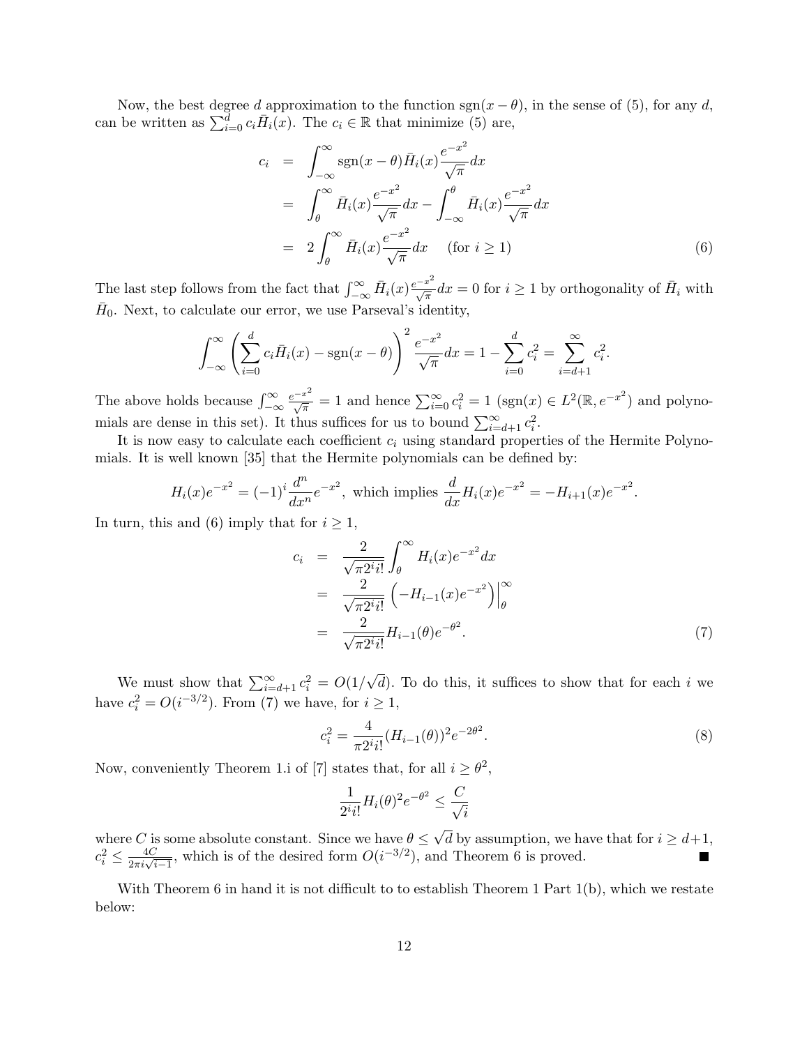Now, the best degree $d$ approximation to the function $\text{sgn}(x-\theta)$, in the sense of (5), for any $d$, can be written as $\sum_{i=0}^{d} c_i \bar{H}_i(x)$. The $c_i \in \mathbb{R}$ that minimize (5) are,

$$
\begin{aligned}
c_i &= \int_{-\infty}^{\infty} \text{sgn}(x-\theta)\bar{H}_i(x)\frac{e^{-x^2}}{\sqrt{\pi}}dx \\
&= \int_{\theta}^{\infty} \bar{H}_i(x)\frac{e^{-x^2}}{\sqrt{\pi}}dx - \int_{-\infty}^{\theta} \bar{H}_i(x)\frac{e^{-x^2}}{\sqrt{\pi}}dx \\
&= 2\int_{\theta}^{\infty} \bar{H}_i(x)\frac{e^{-x^2}}{\sqrt{\pi}}dx \quad \text{(for } i \geq 1\text{)} \qquad (6)
\end{aligned}
$$

The last step follows from the fact that $\int_{-\infty}^{\infty} \bar{H}_i(x)\frac{e^{-x^2}}{\sqrt{\pi}}dx = 0$ for $i \geq 1$ by orthogonality of $\bar{H}_i$ with $\bar{H}_0$. Next, to calculate our error, we use Parseval's identity,

$$
\int_{-\infty}^{\infty}\left(\sum_{i=0}^{d} c_i\bar{H}_i(x) - \text{sgn}(x-\theta)\right)^2 \frac{e^{-x^2}}{\sqrt{\pi}}dx = 1 - \sum_{i=0}^{d} c_i^2 = \sum_{i=d+1}^{\infty} c_i^2.
$$

The above holds because $\int_{-\infty}^{\infty}\frac{e^{-x^2}}{\sqrt{\pi}} = 1$ and hence $\sum_{i=0}^{\infty} c_i^2 = 1$ ($\text{sgn}(x) \in L^2(\mathbb{R}, e^{-x^2})$ and polynomials are dense in this set). It thus suffices for us to bound $\sum_{i=d+1}^{\infty} c_i^2$.

It is now easy to calculate each coefficient $c_i$ using standard properties of the Hermite Polynomials. It is well known [35] that the Hermite polynomials can be defined by:

$$
H_i(x)e^{-x^2} = (-1)^i \frac{d^n}{dx^n}e^{-x^2}, \text{ which implies } \frac{d}{dx}H_i(x)e^{-x^2} = -H_{i+1}(x)e^{-x^2}.
$$

In turn, this and (6) imply that for $i \geq 1$,

$$
\begin{aligned}
c_i &= \frac{2}{\sqrt{\pi 2^i i!}}\int_{\theta}^{\infty} H_i(x)e^{-x^2}dx \\
&= \frac{2}{\sqrt{\pi 2^i i!}}\left(-H_{i-1}(x)e^{-x^2}\right)\Big|_{\theta}^{\infty} \\
&= \frac{2}{\sqrt{\pi 2^i i!}}H_{i-1}(\theta)e^{-\theta^2}. \qquad (7)
\end{aligned}
$$

We must show that $\sum_{i=d+1}^{\infty} c_i^2 = O(1/\sqrt{d})$. To do this, it suffices to show that for each $i$ we have $c_i^2 = O(i^{-3/2})$. From (7) we have, for $i \geq 1$,

$$
c_i^2 = \frac{4}{\pi 2^i i!}(H_{i-1}(\theta))^2 e^{-2\theta^2}. \qquad (8)
$$

Now, conveniently Theorem 1.i of [7] states that, for all $i \geq \theta^2$,

$$
\frac{1}{2^i i!}H_i(\theta)^2 e^{-\theta^2} \leq \frac{C}{\sqrt{i}}
$$

where $C$ is some absolute constant. Since we have $\theta \leq \sqrt{d}$ by assumption, we have that for $i \geq d+1$, $c_i^2 \leq \frac{4C}{2\pi i\sqrt{i-1}}$, which is of the desired form $O(i^{-3/2})$, and Theorem 6 is proved. ∎

With Theorem 6 in hand it is not difficult to to establish Theorem 1 Part 1(b), which we restate below: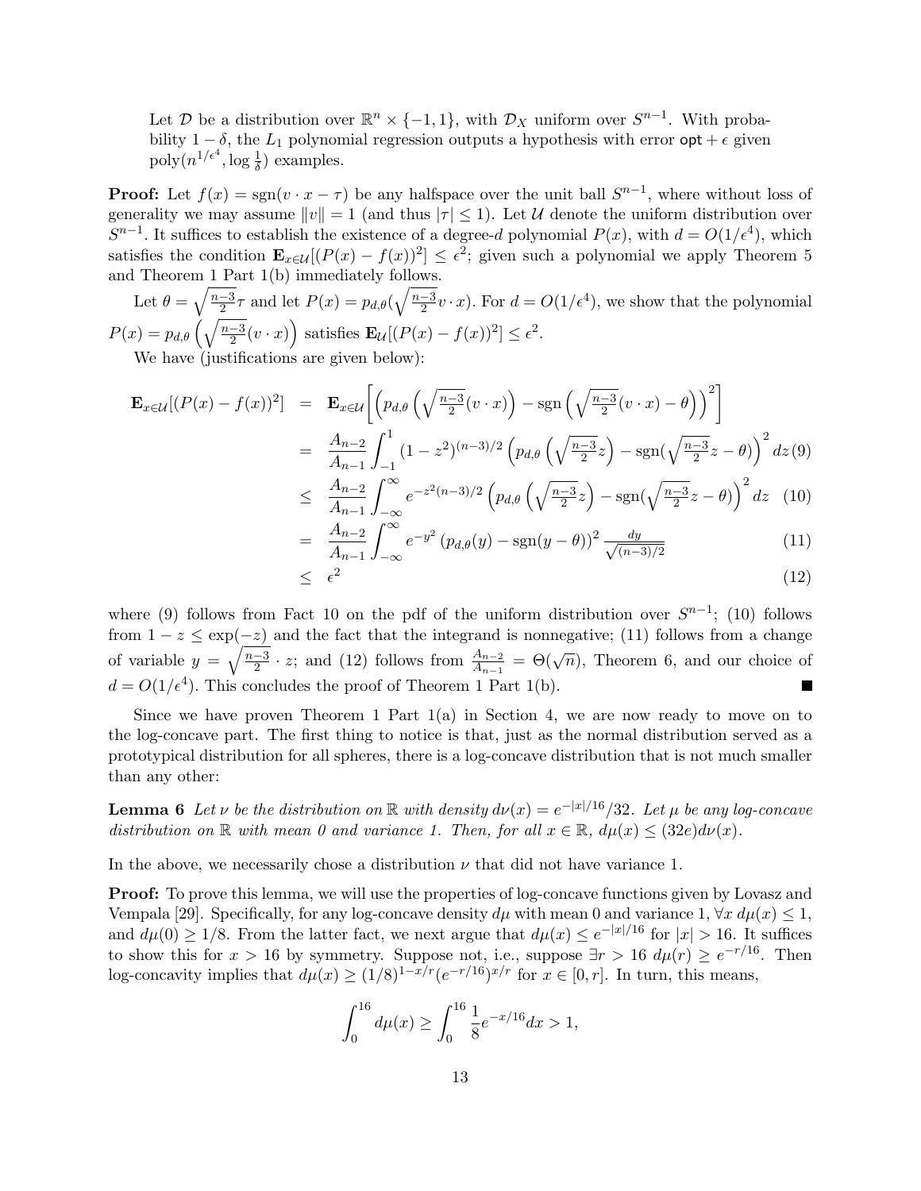Let $\mathcal{D}$ be a distribution over $\mathbb{R}^n \times \{-1,1\}$, with $\mathcal{D}_X$ uniform over $S^{n-1}$. With probability $1-\delta$, the $L_1$ polynomial regression outputs a hypothesis with error $\mathsf{opt} + \epsilon$ given $\mathrm{poly}(n^{1/\epsilon^4}, \log\frac{1}{\delta})$ examples.

**Proof:** Let $f(x) = \mathrm{sgn}(v \cdot x - \tau)$ be any halfspace over the unit ball $S^{n-1}$, where without loss of generality we may assume $\|v\| = 1$ (and thus $|\tau| \leq 1$). Let $\mathcal{U}$ denote the uniform distribution over $S^{n-1}$. It suffices to establish the existence of a degree-$d$ polynomial $P(x)$, with $d = O(1/\epsilon^4)$, which satisfies the condition $\mathbf{E}_{x\in\mathcal{U}}[(P(x) - f(x))^2] \leq \epsilon^2$; given such a polynomial we apply Theorem 5 and Theorem 1 Part 1(b) immediately follows.

Let $\theta = \sqrt{\frac{n-3}{2}}\tau$ and let $P(x) = p_{d,\theta}(\sqrt{\frac{n-3}{2}}v\cdot x)$. For $d = O(1/\epsilon^4)$, we show that the polynomial $P(x) = p_{d,\theta}\left(\sqrt{\frac{n-3}{2}}(v\cdot x)\right)$ satisfies $\mathbf{E}_{\mathcal{U}}[(P(x)-f(x))^2] \leq \epsilon^2$.

We have (justifications are given below):

$$
\begin{aligned}
\mathbf{E}_{x\in\mathcal{U}}[(P(x)-f(x))^2] &= \mathbf{E}_{x\in\mathcal{U}}\left[\left(p_{d,\theta}\left(\sqrt{\tfrac{n-3}{2}}(v\cdot x)\right) - \mathrm{sgn}\left(\sqrt{\tfrac{n-3}{2}}(v\cdot x) - \theta\right)\right)^2\right] \\
&= \frac{A_{n-2}}{A_{n-1}}\int_{-1}^{1}(1-z^2)^{(n-3)/2}\left(p_{d,\theta}\left(\sqrt{\tfrac{n-3}{2}}z\right) - \mathrm{sgn}(\sqrt{\tfrac{n-3}{2}}z-\theta)\right)^2 dz \quad (9)\\
&\leq \frac{A_{n-2}}{A_{n-1}}\int_{-\infty}^{\infty}e^{-z^2(n-3)/2}\left(p_{d,\theta}\left(\sqrt{\tfrac{n-3}{2}}z\right) - \mathrm{sgn}(\sqrt{\tfrac{n-3}{2}}z-\theta)\right)^2 dz \quad (10)\\
&= \frac{A_{n-2}}{A_{n-1}}\int_{-\infty}^{\infty}e^{-y^2}\left(p_{d,\theta}(y) - \mathrm{sgn}(y-\theta)\right)^2 \frac{dy}{\sqrt{(n-3)/2}} \quad (11)\\
&\leq \epsilon^2 \quad (12)
\end{aligned}
$$

where (9) follows from Fact 10 on the pdf of the uniform distribution over $S^{n-1}$; (10) follows from $1 - z \leq \exp(-z)$ and the fact that the integrand is nonnegative; (11) follows from a change of variable $y = \sqrt{\frac{n-3}{2}}\cdot z$; and (12) follows from $\frac{A_{n-2}}{A_{n-1}} = \Theta(\sqrt{n})$, Theorem 6, and our choice of $d = O(1/\epsilon^4)$. This concludes the proof of Theorem 1 Part 1(b). ∎

Since we have proven Theorem 1 Part 1(a) in Section 4, we are now ready to move on to the log-concave part. The first thing to notice is that, just as the normal distribution served as a prototypical distribution for all spheres, there is a log-concave distribution that is not much smaller than any other:

**Lemma 6** *Let $\nu$ be the distribution on $\mathbb{R}$ with density $d\nu(x) = e^{-|x|/16}/32$. Let $\mu$ be any log-concave distribution on $\mathbb{R}$ with mean 0 and variance 1. Then, for all $x \in \mathbb{R}$, $d\mu(x) \leq (32e)d\nu(x)$.*

In the above, we necessarily chose a distribution $\nu$ that did not have variance 1.

**Proof:** To prove this lemma, we will use the properties of log-concave functions given by Lovasz and Vempala [29]. Specifically, for any log-concave density $d\mu$ with mean 0 and variance 1, $\forall x\ d\mu(x) \leq 1$, and $d\mu(0) \geq 1/8$. From the latter fact, we next argue that $d\mu(x) \leq e^{-|x|/16}$ for $|x| > 16$. It suffices to show this for $x > 16$ by symmetry. Suppose not, i.e., suppose $\exists r > 16\ d\mu(r) \geq e^{-r/16}$. Then log-concavity implies that $d\mu(x) \geq (1/8)^{1-x/r}(e^{-r/16})^{x/r}$ for $x \in [0,r]$. In turn, this means,

$$\int_0^{16} d\mu(x) \geq \int_0^{16}\frac{1}{8}e^{-x/16}dx > 1,$$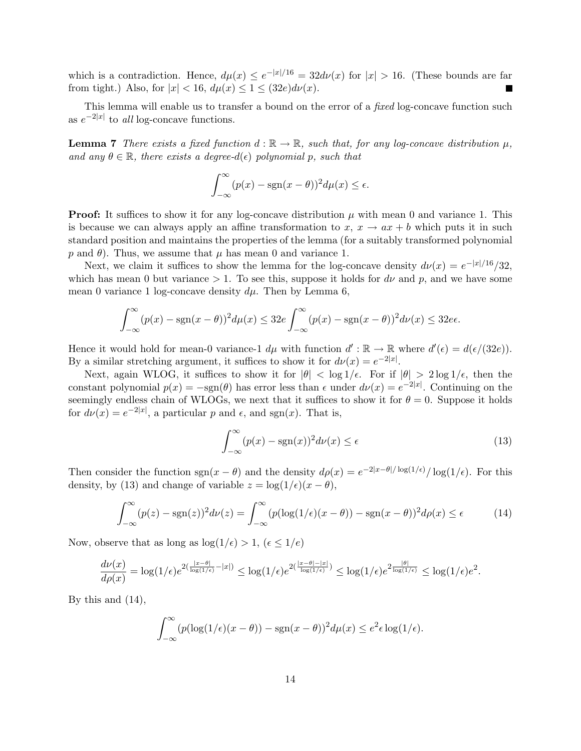which is a contradiction. Hence, $d\mu(x) \le e^{-|x|/16} = 32 d\nu(x)$ for $|x| > 16$. (These bounds are far from tight.) Also, for $|x| < 16$, $d\mu(x) \le 1 \le (32e)d\nu(x)$. ■

This lemma will enable us to transfer a bound on the error of a *fixed* log-concave function such as $e^{-2|x|}$ to *all* log-concave functions.

**Lemma 7** *There exists a fixed function $d : \mathbb{R} \to \mathbb{R}$, such that, for any log-concave distribution $\mu$, and any $\theta \in \mathbb{R}$, there exists a degree-$d(\epsilon)$ polynomial $p$, such that*

$$\int_{-\infty}^{\infty} (p(x) - \operatorname{sgn}(x-\theta))^2 d\mu(x) \le \epsilon.$$

**Proof:** It suffices to show it for any log-concave distribution $\mu$ with mean 0 and variance 1. This is because we can always apply an affine transformation to $x$, $x \to ax + b$ which puts it in such standard position and maintains the properties of the lemma (for a suitably transformed polynomial $p$ and $\theta$). Thus, we assume that $\mu$ has mean 0 and variance 1.

Next, we claim it suffices to show the lemma for the log-concave density $d\nu(x) = e^{-|x|/16}/32$, which has mean 0 but variance $> 1$. To see this, suppose it holds for $d\nu$ and $p$, and we have some mean 0 variance 1 log-concave density $d\mu$. Then by Lemma 6,

$$\int_{-\infty}^{\infty} (p(x) - \operatorname{sgn}(x-\theta))^2 d\mu(x) \le 32e \int_{-\infty}^{\infty} (p(x) - \operatorname{sgn}(x-\theta))^2 d\nu(x) \le 32e\epsilon.$$

Hence it would hold for mean-0 variance-1 $d\mu$ with function $d' : \mathbb{R} \to \mathbb{R}$ where $d'(\epsilon) = d(\epsilon/(32e))$. By a similar stretching argument, it suffices to show it for $d\nu(x) = e^{-2|x|}$.

Next, again WLOG, it suffices to show it for $|\theta| < \log 1/\epsilon$. For if $|\theta| > 2\log 1/\epsilon$, then the constant polynomial $p(x) = -\operatorname{sgn}(\theta)$ has error less than $\epsilon$ under $d\nu(x) = e^{-2|x|}$. Continuing on the seemingly endless chain of WLOGs, we next that it suffices to show it for $\theta = 0$. Suppose it holds for $d\nu(x) = e^{-2|x|}$, a particular $p$ and $\epsilon$, and $\operatorname{sgn}(x)$. That is,

$$\int_{-\infty}^{\infty} (p(x) - \operatorname{sgn}(x))^2 d\nu(x) \le \epsilon \tag{13}$$

Then consider the function $\operatorname{sgn}(x-\theta)$ and the density $d\rho(x) = e^{-2|x-\theta|/\log(1/\epsilon)}/\log(1/\epsilon)$. For this density, by (13) and change of variable $z = \log(1/\epsilon)(x-\theta)$,

$$\int_{-\infty}^{\infty} (p(z) - \operatorname{sgn}(z))^2 d\nu(z) = \int_{-\infty}^{\infty} (p(\log(1/\epsilon)(x-\theta)) - \operatorname{sgn}(x-\theta))^2 d\rho(x) \le \epsilon \tag{14}$$

Now, observe that as long as $\log(1/\epsilon) > 1$, $(\epsilon \le 1/e)$

$$\frac{d\nu(x)}{d\rho(x)} = \log(1/\epsilon) e^{2(\frac{|x-\theta|}{\log(1/\epsilon)} - |x|)} \le \log(1/\epsilon) e^{2(\frac{|x-\theta|-|x|}{\log(1/\epsilon)})} \le \log(1/\epsilon) e^{2\frac{|\theta|}{\log(1/\epsilon)}} \le \log(1/\epsilon) e^2.$$

By this and (14),

$$\int_{-\infty}^{\infty} (p(\log(1/\epsilon)(x-\theta)) - \operatorname{sgn}(x-\theta))^2 d\mu(x) \le e^2 \epsilon \log(1/\epsilon).$$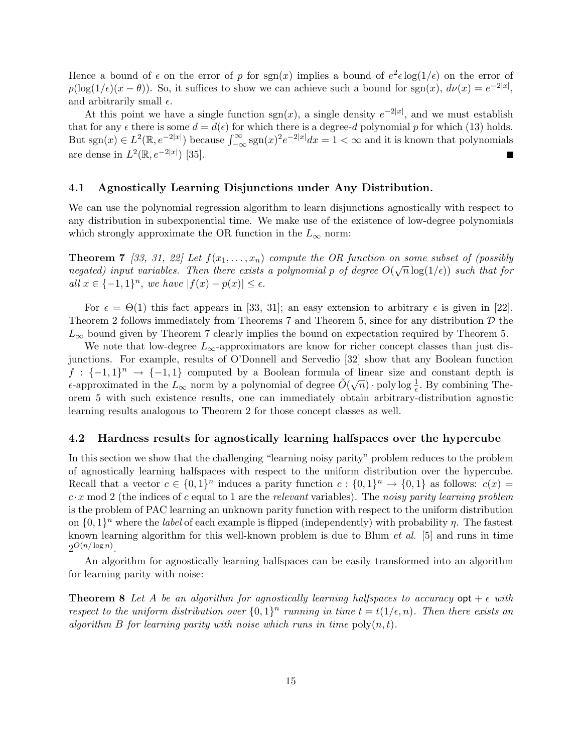Hence a bound of $\epsilon$ on the error of $p$ for $\text{sgn}(x)$ implies a bound of $e^2\epsilon \log(1/\epsilon)$ on the error of $p(\log(1/\epsilon)(x-\theta))$. So, it suffices to show we can achieve such a bound for $\text{sgn}(x)$, $d\nu(x) = e^{-2|x|}$, and arbitrarily small $\epsilon$.

At this point we have a single function $\text{sgn}(x)$, a single density $e^{-2|x|}$, and we must establish that for any $\epsilon$ there is some $d = d(\epsilon)$ for which there is a degree-$d$ polynomial $p$ for which (13) holds. But $\text{sgn}(x) \in L^2(\mathbb{R}, e^{-2|x|})$ because $\int_{-\infty}^{\infty} \text{sgn}(x)^2 e^{-2|x|}dx = 1 < \infty$ and it is known that polynomials are dense in $L^2(\mathbb{R}, e^{-2|x|})$ [35]. ■

### 4.1 Agnostically Learning Disjunctions under Any Distribution.

We can use the polynomial regression algorithm to learn disjunctions agnostically with respect to any distribution in subexponential time. We make use of the existence of low-degree polynomials which strongly approximate the OR function in the $L_\infty$ norm:

**Theorem 7** *[33, 31, 22] Let $f(x_1, \ldots, x_n)$ compute the OR function on some subset of (possibly negated) input variables. Then there exists a polynomial $p$ of degree $O(\sqrt{n}\log(1/\epsilon))$ such that for all $x \in \{-1,1\}^n$, we have $|f(x) - p(x)| \leq \epsilon$.*

For $\epsilon = \Theta(1)$ this fact appears in [33, 31]; an easy extension to arbitrary $\epsilon$ is given in [22]. Theorem 2 follows immediately from Theorems 7 and Theorem 5, since for any distribution $\mathcal{D}$ the $L_\infty$ bound given by Theorem 7 clearly implies the bound on expectation required by Theorem 5.

We note that low-degree $L_\infty$-approximators are know for richer concept classes than just disjunctions. For example, results of O'Donnell and Servedio [32] show that any Boolean function $f : \{-1,1\}^n \rightarrow \{-1,1\}$ computed by a Boolean formula of linear size and constant depth is $\epsilon$-approximated in the $L_\infty$ norm by a polynomial of degree $\tilde{O}(\sqrt{n}) \cdot \text{poly}\log\frac{1}{\epsilon}$. By combining Theorem 5 with such existence results, one can immediately obtain arbitrary-distribution agnostic learning results analogous to Theorem 2 for those concept classes as well.

### 4.2 Hardness results for agnostically learning halfspaces over the hypercube

In this section we show that the challenging "learning noisy parity" problem reduces to the problem of agnostically learning halfspaces with respect to the uniform distribution over the hypercube. Recall that a vector $c \in \{0,1\}^n$ induces a parity function $c : \{0,1\}^n \rightarrow \{0,1\}$ as follows: $c(x) = c \cdot x \bmod 2$ (the indices of $c$ equal to 1 are the *relevant* variables). The *noisy parity learning problem* is the problem of PAC learning an unknown parity function with respect to the uniform distribution on $\{0,1\}^n$ where the *label* of each example is flipped (independently) with probability $\eta$. The fastest known learning algorithm for this well-known problem is due to Blum *et al.* [5] and runs in time $2^{O(n/\log n)}$.

An algorithm for agnostically learning halfspaces can be easily transformed into an algorithm for learning parity with noise:

**Theorem 8** *Let $A$ be an algorithm for agnostically learning halfspaces to accuracy $\mathsf{opt} + \epsilon$ with respect to the uniform distribution over $\{0,1\}^n$ running in time $t = t(1/\epsilon, n)$. Then there exists an algorithm $B$ for learning parity with noise which runs in time $\text{poly}(n,t)$.*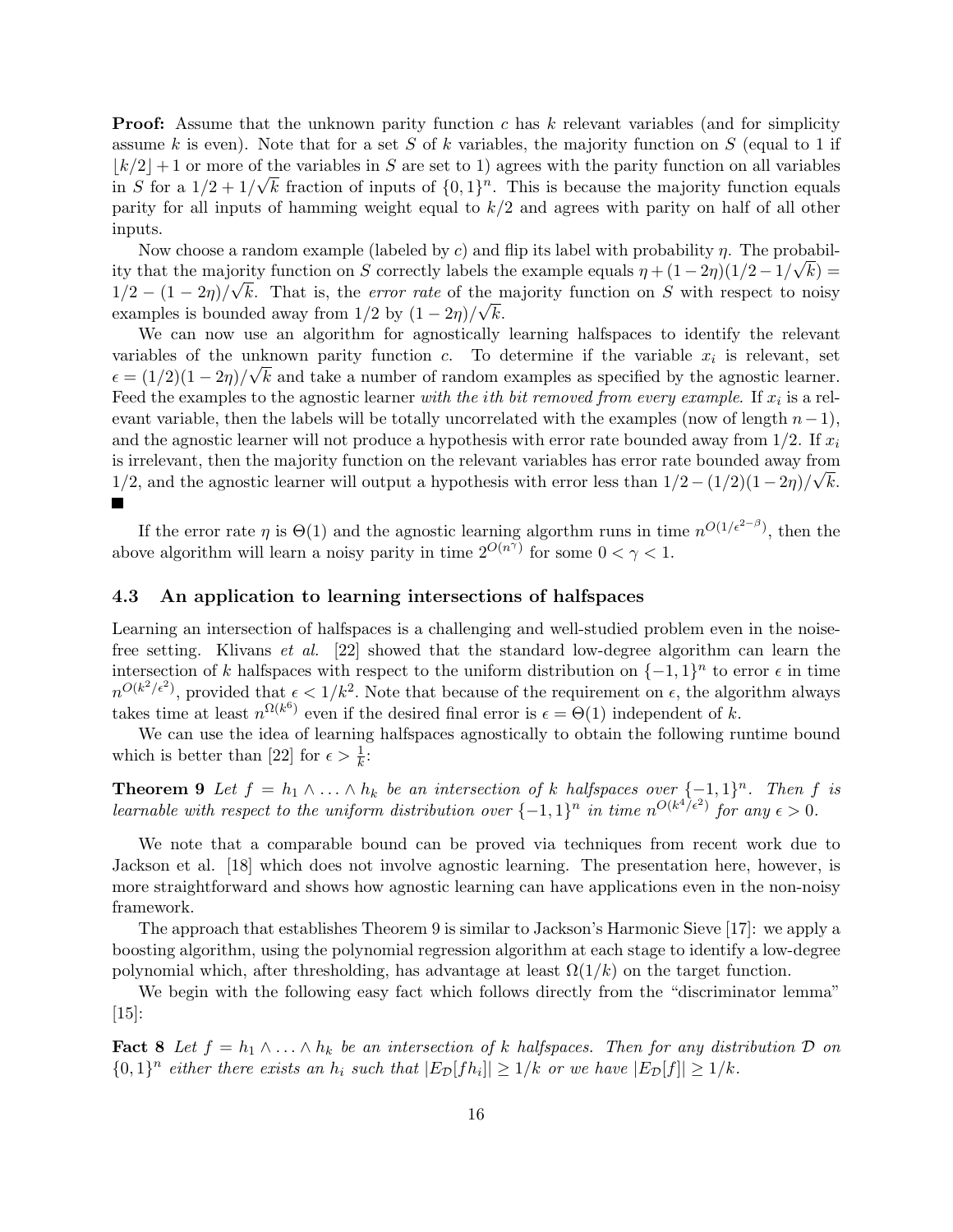**Proof:** Assume that the unknown parity function $c$ has $k$ relevant variables (and for simplicity assume $k$ is even). Note that for a set $S$ of $k$ variables, the majority function on $S$ (equal to 1 if $\lfloor k/2 \rfloor + 1$ or more of the variables in $S$ are set to 1) agrees with the parity function on all variables in $S$ for a $1/2 + 1/\sqrt{k}$ fraction of inputs of $\{0,1\}^n$. This is because the majority function equals parity for all inputs of hamming weight equal to $k/2$ and agrees with parity on half of all other inputs.

Now choose a random example (labeled by $c$) and flip its label with probability $\eta$. The probability that the majority function on $S$ correctly labels the example equals $\eta + (1-2\eta)(1/2 - 1/\sqrt{k}) = 1/2 - (1-2\eta)/\sqrt{k}$. That is, the *error rate* of the majority function on $S$ with respect to noisy examples is bounded away from $1/2$ by $(1-2\eta)/\sqrt{k}$.

We can now use an algorithm for agnostically learning halfspaces to identify the relevant variables of the unknown parity function $c$. To determine if the variable $x_i$ is relevant, set $\epsilon = (1/2)(1-2\eta)/\sqrt{k}$ and take a number of random examples as specified by the agnostic learner. Feed the examples to the agnostic learner *with the ith bit removed from every example*. If $x_i$ is a relevant variable, then the labels will be totally uncorrelated with the examples (now of length $n-1$), and the agnostic learner will not produce a hypothesis with error rate bounded away from $1/2$. If $x_i$ is irrelevant, then the majority function on the relevant variables has error rate bounded away from $1/2$, and the agnostic learner will output a hypothesis with error less than $1/2 - (1/2)(1-2\eta)/\sqrt{k}$. ∎

If the error rate $\eta$ is $\Theta(1)$ and the agnostic learning algorithm runs in time $n^{O(1/\epsilon^{2-\beta})}$, then the above algorithm will learn a noisy parity in time $2^{O(n^\gamma)}$ for some $0 < \gamma < 1$.

### 4.3 An application to learning intersections of halfspaces

Learning an intersection of halfspaces is a challenging and well-studied problem even in the noise-free setting. Klivans *et al.* [22] showed that the standard low-degree algorithm can learn the intersection of $k$ halfspaces with respect to the uniform distribution on $\{-1,1\}^n$ to error $\epsilon$ in time $n^{O(k^2/\epsilon^2)}$, provided that $\epsilon < 1/k^2$. Note that because of the requirement on $\epsilon$, the algorithm always takes time at least $n^{\Omega(k^6)}$ even if the desired final error is $\epsilon = \Theta(1)$ independent of $k$.

We can use the idea of learning halfspaces agnostically to obtain the following runtime bound which is better than [22] for $\epsilon > \frac{1}{k}$:

**Theorem 9** *Let $f = h_1 \wedge \ldots \wedge h_k$ be an intersection of $k$ halfspaces over $\{-1,1\}^n$. Then $f$ is learnable with respect to the uniform distribution over $\{-1,1\}^n$ in time $n^{O(k^4/\epsilon^2)}$ for any $\epsilon > 0$.*

We note that a comparable bound can be proved via techniques from recent work due to Jackson et al. [18] which does not involve agnostic learning. The presentation here, however, is more straightforward and shows how agnostic learning can have applications even in the non-noisy framework.

The approach that establishes Theorem 9 is similar to Jackson's Harmonic Sieve [17]: we apply a boosting algorithm, using the polynomial regression algorithm at each stage to identify a low-degree polynomial which, after thresholding, has advantage at least $\Omega(1/k)$ on the target function.

We begin with the following easy fact which follows directly from the "discriminator lemma" [15]:

**Fact 8** *Let $f = h_1 \wedge \ldots \wedge h_k$ be an intersection of $k$ halfspaces. Then for any distribution $\mathcal{D}$ on $\{0,1\}^n$ either there exists an $h_i$ such that $|E_{\mathcal{D}}[fh_i]| \geq 1/k$ or we have $|E_{\mathcal{D}}[f]| \geq 1/k$.*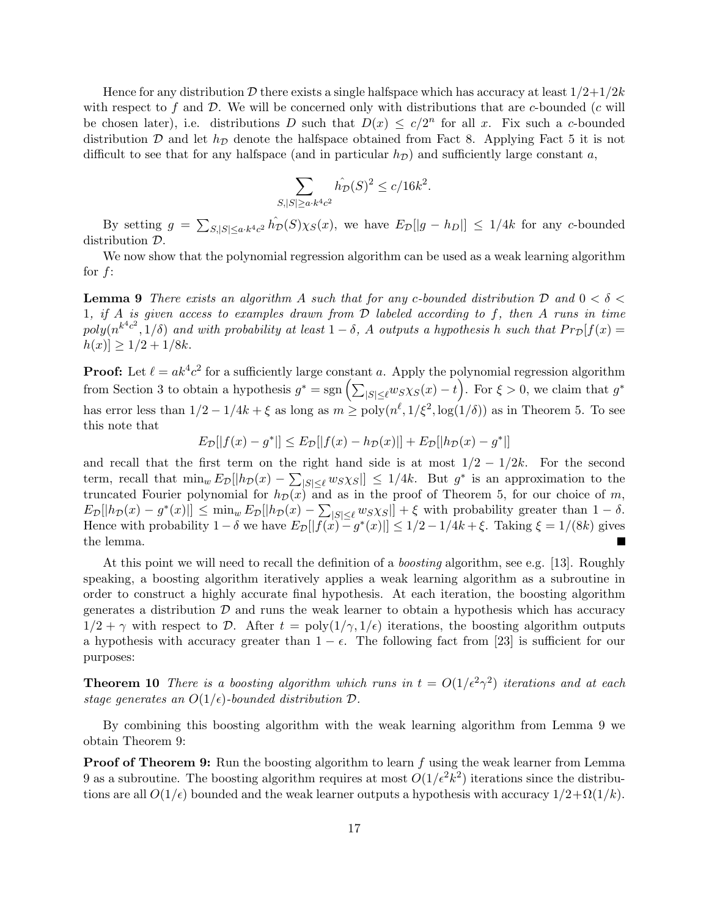Hence for any distribution $\mathcal{D}$ there exists a single halfspace which has accuracy at least $1/2 + 1/2k$ with respect to $f$ and $\mathcal{D}$. We will be concerned only with distributions that are $c$-bounded ($c$ will be chosen later), i.e. distributions $D$ such that $D(x) \leq c/2^n$ for all $x$. Fix such a $c$-bounded distribution $\mathcal{D}$ and let $h_{\mathcal{D}}$ denote the halfspace obtained from Fact 8. Applying Fact 5 it is not difficult to see that for any halfspace (and in particular $h_{\mathcal{D}}$) and sufficiently large constant $a$,

$$\sum_{S,|S| \geq a \cdot k^4 c^2} \hat{h_{\mathcal{D}}}(S)^2 \leq c/16k^2.$$

By setting $g = \sum_{S,|S| \leq a \cdot k^4 c^2} \hat{h_{\mathcal{D}}}(S) \chi_S(x)$, we have $E_{\mathcal{D}}[|g - h_D|] \leq 1/4k$ for any $c$-bounded distribution $\mathcal{D}$.

We now show that the polynomial regression algorithm can be used as a weak learning algorithm for $f$:

**Lemma 9** *There exists an algorithm $A$ such that for any $c$-bounded distribution $\mathcal{D}$ and $0 < \delta < 1$, if $A$ is given access to examples drawn from $\mathcal{D}$ labeled according to $f$, then $A$ runs in time $poly(n^{k^4 c^2}, 1/\delta)$ and with probability at least $1 - \delta$, $A$ outputs a hypothesis $h$ such that $Pr_{\mathcal{D}}[f(x) = h(x)] \geq 1/2 + 1/8k$.*

**Proof:** Let $\ell = ak^4c^2$ for a sufficiently large constant $a$. Apply the polynomial regression algorithm from Section 3 to obtain a hypothesis $g^* = \operatorname{sgn}\left(\sum_{|S| \leq \ell} w_S \chi_S(x) - t\right)$. For $\xi > 0$, we claim that $g^*$ has error less than $1/2 - 1/4k + \xi$ as long as $m \geq \operatorname{poly}(n^\ell, 1/\xi^2, \log(1/\delta))$ as in Theorem 5. To see this note that

$$E_{\mathcal{D}}[|f(x) - g^*|] \leq E_{\mathcal{D}}[|f(x) - h_{\mathcal{D}}(x)|] + E_{\mathcal{D}}[|h_{\mathcal{D}}(x) - g^*|]$$

and recall that the first term on the right hand side is at most $1/2 - 1/2k$. For the second term, recall that $\min_w E_{\mathcal{D}}[|h_{\mathcal{D}}(x) - \sum_{|S| \leq \ell} w_S \chi_S|] \leq 1/4k$. But $g^*$ is an approximation to the truncated Fourier polynomial for $h_{\mathcal{D}}(x)$ and as in the proof of Theorem 5, for our choice of $m$, $E_{\mathcal{D}}[|h_{\mathcal{D}}(x) - g^*(x)|] \leq \min_w E_{\mathcal{D}}[|h_{\mathcal{D}}(x) - \sum_{|S| \leq \ell} w_S \chi_S|] + \xi$ with probability greater than $1 - \delta$. Hence with probability $1 - \delta$ we have $E_{\mathcal{D}}[|f(x) - g^*(x)|] \leq 1/2 - 1/4k + \xi$. Taking $\xi = 1/(8k)$ gives the lemma. ∎

At this point we will need to recall the definition of a *boosting* algorithm, see e.g. [13]. Roughly speaking, a boosting algorithm iteratively applies a weak learning algorithm as a subroutine in order to construct a highly accurate final hypothesis. At each iteration, the boosting algorithm generates a distribution $\mathcal{D}$ and runs the weak learner to obtain a hypothesis which has accuracy $1/2 + \gamma$ with respect to $\mathcal{D}$. After $t = \operatorname{poly}(1/\gamma, 1/\epsilon)$ iterations, the boosting algorithm outputs a hypothesis with accuracy greater than $1 - \epsilon$. The following fact from [23] is sufficient for our purposes:

**Theorem 10** *There is a boosting algorithm which runs in $t = O(1/\epsilon^2\gamma^2)$ iterations and at each stage generates an $O(1/\epsilon)$-bounded distribution $\mathcal{D}$.*

By combining this boosting algorithm with the weak learning algorithm from Lemma 9 we obtain Theorem 9:

**Proof of Theorem 9:** Run the boosting algorithm to learn $f$ using the weak learner from Lemma 9 as a subroutine. The boosting algorithm requires at most $O(1/\epsilon^2 k^2)$ iterations since the distributions are all $O(1/\epsilon)$ bounded and the weak learner outputs a hypothesis with accuracy $1/2 + \Omega(1/k)$.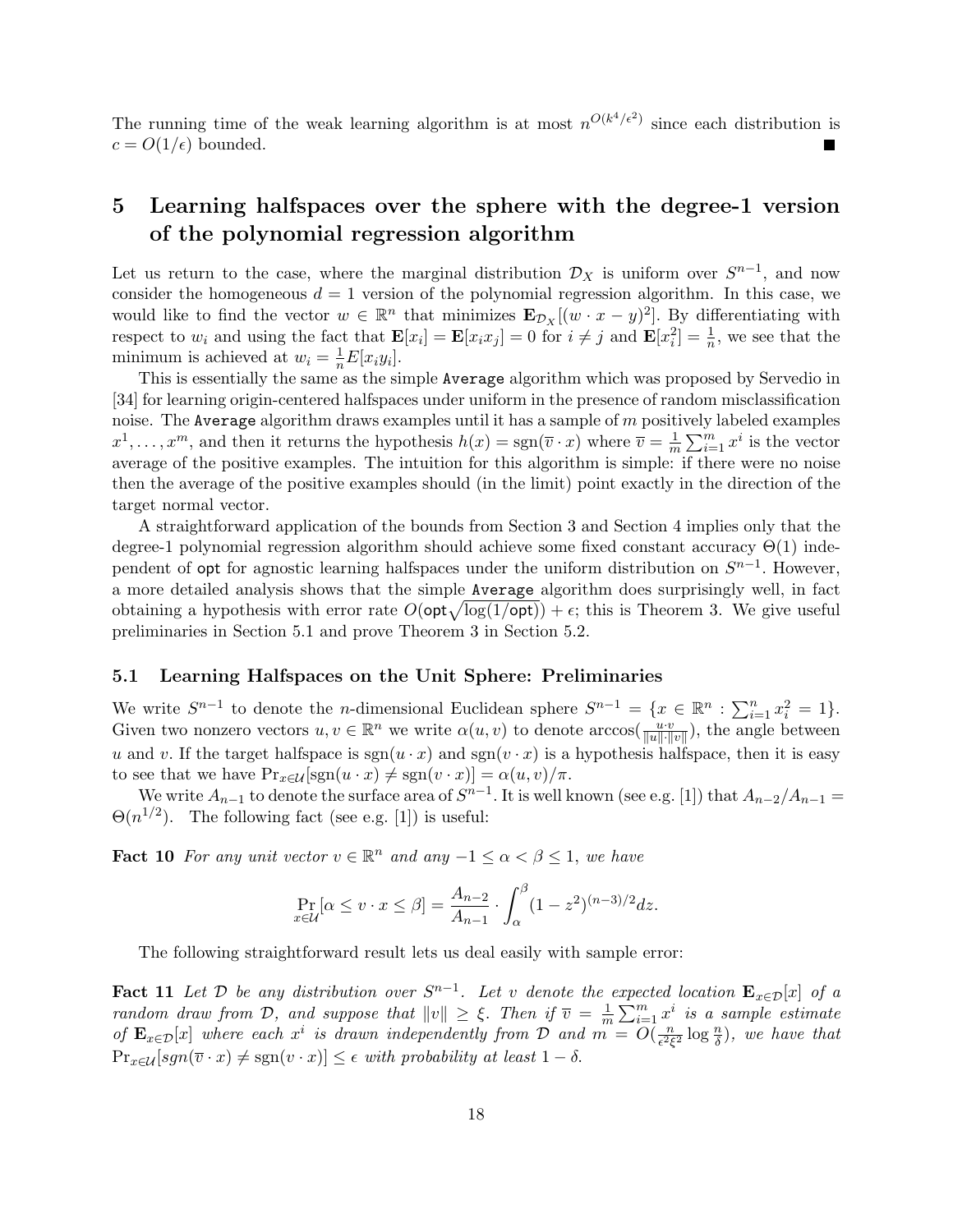The running time of the weak learning algorithm is at most $n^{O(k^4/\epsilon^2)}$ since each distribution is $c = O(1/\epsilon)$ bounded. ■

# 5 Learning halfspaces over the sphere with the degree-1 version of the polynomial regression algorithm

Let us return to the case, where the marginal distribution $\mathcal{D}_X$ is uniform over $S^{n-1}$, and now consider the homogeneous $d = 1$ version of the polynomial regression algorithm. In this case, we would like to find the vector $w \in \mathbb{R}^n$ that minimizes $\mathbf{E}_{\mathcal{D}_X}[(w \cdot x - y)^2]$. By differentiating with respect to $w_i$ and using the fact that $\mathbf{E}[x_i] = \mathbf{E}[x_i x_j] = 0$ for $i \neq j$ and $\mathbf{E}[x_i^2] = \frac{1}{n}$, we see that the minimum is achieved at $w_i = \frac{1}{n} E[x_i y_i]$.

This is essentially the same as the simple Average algorithm which was proposed by Servedio in [34] for learning origin-centered halfspaces under uniform in the presence of random misclassification noise. The Average algorithm draws examples until it has a sample of $m$ positively labeled examples $x^1, \ldots, x^m$, and then it returns the hypothesis $h(x) = \mathrm{sgn}(\overline{v} \cdot x)$ where $\overline{v} = \frac{1}{m}\sum_{i=1}^m x^i$ is the vector average of the positive examples. The intuition for this algorithm is simple: if there were no noise then the average of the positive examples should (in the limit) point exactly in the direction of the target normal vector.

A straightforward application of the bounds from Section 3 and Section 4 implies only that the degree-1 polynomial regression algorithm should achieve some fixed constant accuracy $\Theta(1)$ independent of opt for agnostic learning halfspaces under the uniform distribution on $S^{n-1}$. However, a more detailed analysis shows that the simple Average algorithm does surprisingly well, in fact obtaining a hypothesis with error rate $O(\mathsf{opt}\sqrt{\log(1/\mathsf{opt})}) + \epsilon$; this is Theorem 3. We give useful preliminaries in Section 5.1 and prove Theorem 3 in Section 5.2.

## 5.1 Learning Halfspaces on the Unit Sphere: Preliminaries

We write $S^{n-1}$ to denote the $n$-dimensional Euclidean sphere $S^{n-1} = \{x \in \mathbb{R}^n : \sum_{i=1}^n x_i^2 = 1\}$. Given two nonzero vectors $u, v \in \mathbb{R}^n$ we write $\alpha(u, v)$ to denote $\arccos(\frac{u \cdot v}{\|u\| \cdot \|v\|})$, the angle between $u$ and $v$. If the target halfspace is $\mathrm{sgn}(u \cdot x)$ and $\mathrm{sgn}(v \cdot x)$ is a hypothesis halfspace, then it is easy to see that we have $\Pr_{x \in \mathcal{U}}[\mathrm{sgn}(u \cdot x) \neq \mathrm{sgn}(v \cdot x)] = \alpha(u, v)/\pi$.

We write $A_{n-1}$ to denote the surface area of $S^{n-1}$. It is well known (see e.g. [1]) that $A_{n-2}/A_{n-1} = \Theta(n^{1/2})$. The following fact (see e.g. [1]) is useful:

**Fact 10** *For any unit vector $v \in \mathbb{R}^n$ and any $-1 \leq \alpha < \beta \leq 1$, we have*

$$\Pr_{x \in \mathcal{U}}[\alpha \leq v \cdot x \leq \beta] = \frac{A_{n-2}}{A_{n-1}} \cdot \int_\alpha^\beta (1 - z^2)^{(n-3)/2} dz.$$

The following straightforward result lets us deal easily with sample error:

**Fact 11** *Let $\mathcal{D}$ be any distribution over $S^{n-1}$. Let $v$ denote the expected location $\mathbf{E}_{x \in \mathcal{D}}[x]$ of a random draw from $\mathcal{D}$, and suppose that $\|v\| \geq \xi$. Then if $\overline{v} = \frac{1}{m}\sum_{i=1}^m x^i$ is a sample estimate of $\mathbf{E}_{x \in \mathcal{D}}[x]$ where each $x^i$ is drawn independently from $\mathcal{D}$ and $m = O(\frac{n}{\epsilon^2 \xi^2} \log \frac{n}{\delta})$, we have that $\Pr_{x \in \mathcal{U}}[sgn(\overline{v} \cdot x) \neq \mathrm{sgn}(v \cdot x)] \leq \epsilon$ with probability at least $1 - \delta$.*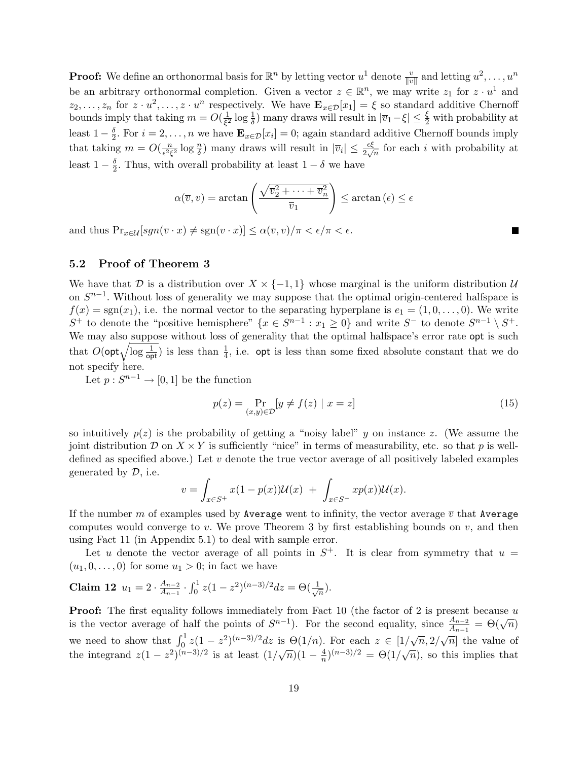**Proof:** We define an orthonormal basis for $\mathbb{R}^n$ by letting vector $u^1$ denote $\frac{v}{\|v\|}$ and letting $u^2, \ldots, u^n$ be an arbitrary orthonormal completion. Given a vector $z \in \mathbb{R}^n$, we may write $z_1$ for $z \cdot u^1$ and $z_2, \ldots, z_n$ for $z \cdot u^2, \ldots, z \cdot u^n$ respectively. We have $\mathbf{E}_{x \in \mathcal{D}}[x_1] = \xi$ so standard additive Chernoff bounds imply that taking $m = O(\frac{1}{\xi^2} \log \frac{1}{\delta})$ many draws will result in $|\overline{v}_1 - \xi| \leq \frac{\xi}{2}$ with probability at least $1 - \frac{\delta}{2}$. For $i = 2, \ldots, n$ we have $\mathbf{E}_{x \in \mathcal{D}}[x_i] = 0$; again standard additive Chernoff bounds imply that taking $m = O(\frac{n}{\epsilon^2 \xi^2} \log \frac{n}{\delta})$ many draws will result in $|\overline{v}_i| \leq \frac{\epsilon \xi}{2\sqrt{n}}$ for each $i$ with probability at least $1 - \frac{\delta}{2}$. Thus, with overall probability at least $1 - \delta$ we have

$$\alpha(\overline{v}, v) = \arctan\left(\frac{\sqrt{\overline{v}_2^2 + \cdots + \overline{v}_n^2}}{\overline{v}_1}\right) \leq \arctan(\epsilon) \leq \epsilon$$

and thus $\Pr_{x \in \mathcal{U}}[sgn(\overline{v} \cdot x) \neq \text{sgn}(v \cdot x)] \leq \alpha(\overline{v}, v)/\pi < \epsilon/\pi < \epsilon$. ■

## 5.2 Proof of Theorem 3

We have that $\mathcal{D}$ is a distribution over $X \times \{-1, 1\}$ whose marginal is the uniform distribution $\mathcal{U}$ on $S^{n-1}$. Without loss of generality we may suppose that the optimal origin-centered halfspace is $f(x) = \text{sgn}(x_1)$, i.e. the normal vector to the separating hyperplane is $e_1 = (1, 0, \ldots, 0)$. We write $S^+$ to denote the "positive hemisphere" $\{x \in S^{n-1} : x_1 \geq 0\}$ and write $S^-$ to denote $S^{n-1} \setminus S^+$. We may also suppose without loss of generality that the optimal halfspace's error rate $\mathsf{opt}$ is such that $O(\mathsf{opt}\sqrt{\log \frac{1}{\mathsf{opt}}})$ is less than $\frac{1}{4}$, i.e. $\mathsf{opt}$ is less than some fixed absolute constant that we do not specify here.

Let $p : S^{n-1} \to [0, 1]$ be the function

$$p(z) = \Pr_{(x,y) \in \mathcal{D}}[y \neq f(z) \mid x = z] \tag{15}$$

so intuitively $p(z)$ is the probability of getting a "noisy label" $y$ on instance $z$. (We assume the joint distribution $\mathcal{D}$ on $X \times Y$ is sufficiently "nice" in terms of measurability, etc. so that $p$ is well-defined as specified above.) Let $v$ denote the true vector average of all positively labeled examples generated by $\mathcal{D}$, i.e.

$$v = \int_{x \in S^+} x(1 - p(x))\mathcal{U}(x) \;+\; \int_{x \in S^-} xp(x)\mathcal{U}(x).$$

If the number $m$ of examples used by `Average` went to infinity, the vector average $\overline{v}$ that `Average` computes would converge to $v$. We prove Theorem 3 by first establishing bounds on $v$, and then using Fact 11 (in Appendix 5.1) to deal with sample error.

Let $u$ denote the vector average of all points in $S^+$. It is clear from symmetry that $u = (u_1, 0, \ldots, 0)$ for some $u_1 > 0$; in fact we have

**Claim 12** $u_1 = 2 \cdot \frac{A_{n-2}}{A_{n-1}} \cdot \int_0^1 z(1 - z^2)^{(n-3)/2} dz = \Theta(\frac{1}{\sqrt{n}})$.

**Proof:** The first equality follows immediately from Fact 10 (the factor of 2 is present because $u$ is the vector average of half the points of $S^{n-1}$). For the second equality, since $\frac{A_{n-2}}{A_{n-1}} = \Theta(\sqrt{n})$ we need to show that $\int_0^1 z(1 - z^2)^{(n-3)/2} dz$ is $\Theta(1/n)$. For each $z \in [1/\sqrt{n}, 2/\sqrt{n}]$ the value of the integrand $z(1 - z^2)^{(n-3)/2}$ is at least $(1/\sqrt{n})(1 - \frac{4}{n})^{(n-3)/2} = \Theta(1/\sqrt{n})$, so this implies that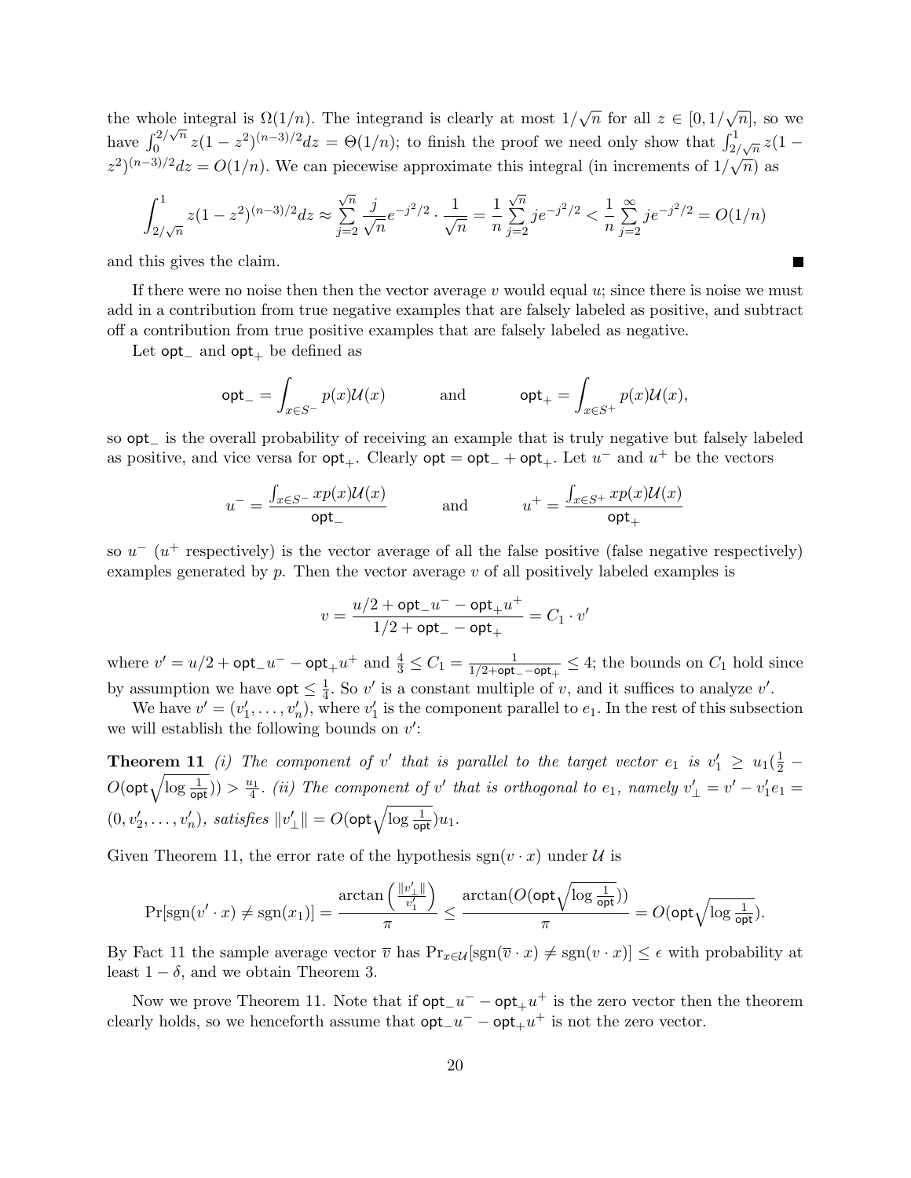the whole integral is $\Omega(1/n)$. The integrand is clearly at most $1/\sqrt{n}$ for all $z \in [0, 1/\sqrt{n}]$, so we have $\int_0^{2/\sqrt{n}} z(1-z^2)^{(n-3)/2} dz = \Theta(1/n)$; to finish the proof we need only show that $\int_{2/\sqrt{n}}^1 z(1-z^2)^{(n-3)/2} dz = O(1/n)$. We can piecewise approximate this integral (in increments of $1/\sqrt{n}$) as

$$\int_{2/\sqrt{n}}^1 z(1-z^2)^{(n-3)/2} dz \approx \sum_{j=2}^{\sqrt{n}} \frac{j}{\sqrt{n}} e^{-j^2/2} \cdot \frac{1}{\sqrt{n}} = \frac{1}{n} \sum_{j=2}^{\sqrt{n}} j e^{-j^2/2} < \frac{1}{n} \sum_{j=2}^{\infty} j e^{-j^2/2} = O(1/n)$$

and this gives the claim. ■

If there were no noise then then the vector average $v$ would equal $u$; since there is noise we must add in a contribution from true negative examples that are falsely labeled as positive, and subtract off a contribution from true positive examples that are falsely labeled as negative.

Let $\mathsf{opt}_-$ and $\mathsf{opt}_+$ be defined as

$$\mathsf{opt}_- = \int_{x \in S^-} p(x)\mathcal{U}(x) \qquad \text{and} \qquad \mathsf{opt}_+ = \int_{x \in S^+} p(x)\mathcal{U}(x),$$

so $\mathsf{opt}_-$ is the overall probability of receiving an example that is truly negative but falsely labeled as positive, and vice versa for $\mathsf{opt}_+$. Clearly $\mathsf{opt} = \mathsf{opt}_- + \mathsf{opt}_+$. Let $u^-$ and $u^+$ be the vectors

$$u^- = \frac{\int_{x \in S^-} x p(x)\mathcal{U}(x)}{\mathsf{opt}_-} \qquad \text{and} \qquad u^+ = \frac{\int_{x \in S^+} x p(x)\mathcal{U}(x)}{\mathsf{opt}_+}$$

so $u^-$ ($u^+$ respectively) is the vector average of all the false positive (false negative respectively) examples generated by $p$. Then the vector average $v$ of all positively labeled examples is

$$v = \frac{u/2 + \mathsf{opt}_- u^- - \mathsf{opt}_+ u^+}{1/2 + \mathsf{opt}_- - \mathsf{opt}_+} = C_1 \cdot v'$$

where $v' = u/2 + \mathsf{opt}_- u^- - \mathsf{opt}_+ u^+$ and $\frac{4}{3} \leq C_1 = \frac{1}{1/2 + \mathsf{opt}_- - \mathsf{opt}_+} \leq 4$; the bounds on $C_1$ hold since by assumption we have $\mathsf{opt} \leq \frac{1}{4}$. So $v'$ is a constant multiple of $v$, and it suffices to analyze $v'$.

We have $v' = (v'_1, \ldots, v'_n)$, where $v'_1$ is the component parallel to $e_1$. In the rest of this subsection we will establish the following bounds on $v'$:

**Theorem 11** *(i) The component of $v'$ that is parallel to the target vector $e_1$ is $v'_1 \geq u_1(\frac{1}{2} - O(\mathsf{opt}\sqrt{\log \frac{1}{\mathsf{opt}}})) > \frac{u_1}{4}$. (ii) The component of $v'$ that is orthogonal to $e_1$, namely $v'_\perp = v' - v'_1 e_1 = (0, v'_2, \ldots, v'_n)$, satisfies $\|v'_\perp\| = O(\mathsf{opt}\sqrt{\log \frac{1}{\mathsf{opt}}})u_1$.*

Given Theorem 11, the error rate of the hypothesis $\mathrm{sgn}(v \cdot x)$ under $\mathcal{U}$ is

$$\Pr[\mathrm{sgn}(v' \cdot x) \neq \mathrm{sgn}(x_1)] = \frac{\arctan\left(\frac{\|v'_\perp\|}{v'_1}\right)}{\pi} \leq \frac{\arctan(O(\mathsf{opt}\sqrt{\log \frac{1}{\mathsf{opt}}}))}{\pi} = O(\mathsf{opt}\sqrt{\log \tfrac{1}{\mathsf{opt}}}).$$

By Fact 11 the sample average vector $\overline{v}$ has $\Pr_{x \in \mathcal{U}}[\mathrm{sgn}(\overline{v} \cdot x) \neq \mathrm{sgn}(v \cdot x)] \leq \epsilon$ with probability at least $1 - \delta$, and we obtain Theorem 3.

Now we prove Theorem 11. Note that if $\mathsf{opt}_- u^- - \mathsf{opt}_+ u^+$ is the zero vector then the theorem clearly holds, so we henceforth assume that $\mathsf{opt}_- u^- - \mathsf{opt}_+ u^+$ is not the zero vector.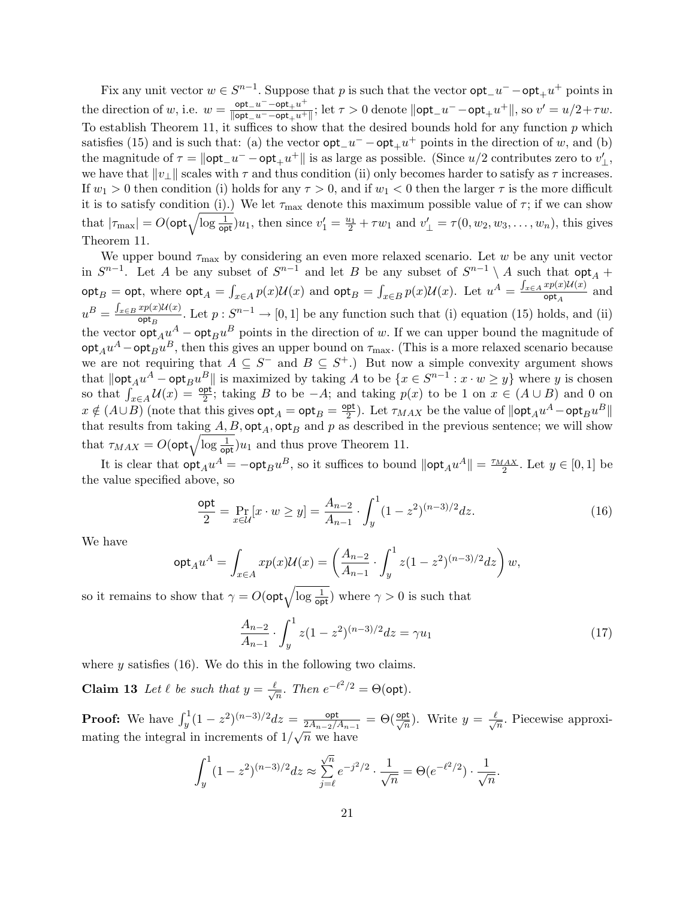Fix any unit vector $w \in S^{n-1}$. Suppose that $p$ is such that the vector $\mathsf{opt}_- u^- - \mathsf{opt}_+ u^+$ points in the direction of $w$, i.e. $w = \frac{\mathsf{opt}_- u^- - \mathsf{opt}_+ u^+}{\|\mathsf{opt}_- u^- - \mathsf{opt}_+ u^+\|}$; let $\tau > 0$ denote $\|\mathsf{opt}_- u^- - \mathsf{opt}_+ u^+\|$, so $v' = u/2 + \tau w$. To establish Theorem 11, it suffices to show that the desired bounds hold for any function $p$ which satisfies (15) and is such that: (a) the vector $\mathsf{opt}_- u^- - \mathsf{opt}_+ u^+$ points in the direction of $w$, and (b) the magnitude of $\tau = \|\mathsf{opt}_- u^- - \mathsf{opt}_+ u^+\|$ is as large as possible. (Since $u/2$ contributes zero to $v'_\perp$, we have that $\|v_\perp\|$ scales with $\tau$ and thus condition (ii) only becomes harder to satisfy as $\tau$ increases. If $w_1 > 0$ then condition (i) holds for any $\tau > 0$, and if $w_1 < 0$ then the larger $\tau$ is the more difficult it is to satisfy condition (i).) We let $\tau_{\max}$ denote this maximum possible value of $\tau$; if we can show that $|\tau_{\max}| = O(\mathsf{opt}\sqrt{\log \frac{1}{\mathsf{opt}}})u_1$, then since $v'_1 = \frac{u_1}{2} + \tau w_1$ and $v'_\perp = \tau(0, w_2, w_3, \ldots, w_n)$, this gives Theorem 11.

We upper bound $\tau_{\max}$ by considering an even more relaxed scenario. Let $w$ be any unit vector in $S^{n-1}$. Let $A$ be any subset of $S^{n-1}$ and let $B$ be any subset of $S^{n-1} \setminus A$ such that $\mathsf{opt}_A + \mathsf{opt}_B = \mathsf{opt}$, where $\mathsf{opt}_A = \int_{x \in A} p(x)\mathcal{U}(x)$ and $\mathsf{opt}_B = \int_{x \in B} p(x)\mathcal{U}(x)$. Let $u^A = \frac{\int_{x \in A} x p(x)\mathcal{U}(x)}{\mathsf{opt}_A}$ and $u^B = \frac{\int_{x \in B} x p(x)\mathcal{U}(x)}{\mathsf{opt}_B}$. Let $p : S^{n-1} \to [0,1]$ be any function such that (i) equation (15) holds, and (ii) the vector $\mathsf{opt}_A u^A - \mathsf{opt}_B u^B$ points in the direction of $w$. If we can upper bound the magnitude of $\mathsf{opt}_A u^A - \mathsf{opt}_B u^B$, then this gives an upper bound on $\tau_{\max}$. (This is a more relaxed scenario because we are not requiring that $A \subseteq S^-$ and $B \subseteq S^+$.) But now a simple convexity argument shows that $\|\mathsf{opt}_A u^A - \mathsf{opt}_B u^B\|$ is maximized by taking $A$ to be $\{x \in S^{n-1} : x \cdot w \geq y\}$ where $y$ is chosen so that $\int_{x \in A} \mathcal{U}(x) = \frac{\mathsf{opt}}{2}$; taking $B$ to be $-A$; and taking $p(x)$ to be 1 on $x \in (A \cup B)$ and 0 on $x \notin (A \cup B)$ (note that this gives $\mathsf{opt}_A = \mathsf{opt}_B = \frac{\mathsf{opt}}{2}$). Let $\tau_{MAX}$ be the value of $\|\mathsf{opt}_A u^A - \mathsf{opt}_B u^B\|$ that results from taking $A, B, \mathsf{opt}_A, \mathsf{opt}_B$ and $p$ as described in the previous sentence; we will show that $\tau_{MAX} = O(\mathsf{opt}\sqrt{\log \frac{1}{\mathsf{opt}}})u_1$ and thus prove Theorem 11.

It is clear that $\mathsf{opt}_A u^A = -\mathsf{opt}_B u^B$, so it suffices to bound $\|\mathsf{opt}_A u^A\| = \frac{\tau_{MAX}}{2}$. Let $y \in [0,1]$ be the value specified above, so

$$\frac{\mathsf{opt}}{2} = \Pr_{x \in \mathcal{U}}[x \cdot w \geq y] = \frac{A_{n-2}}{A_{n-1}} \cdot \int_y^1 (1 - z^2)^{(n-3)/2} dz. \tag{16}$$

We have

$$\mathsf{opt}_A u^A = \int_{x \in A} x p(x)\mathcal{U}(x) = \left( \frac{A_{n-2}}{A_{n-1}} \cdot \int_y^1 z(1 - z^2)^{(n-3)/2} dz \right) w,$$

so it remains to show that $\gamma = O(\mathsf{opt}\sqrt{\log \frac{1}{\mathsf{opt}}})$ where $\gamma > 0$ is such that

$$\frac{A_{n-2}}{A_{n-1}} \cdot \int_y^1 z(1 - z^2)^{(n-3)/2} dz = \gamma u_1 \tag{17}$$

where $y$ satisfies (16). We do this in the following two claims.

**Claim 13** *Let $\ell$ be such that $y = \frac{\ell}{\sqrt{n}}$. Then $e^{-\ell^2/2} = \Theta(\mathsf{opt})$.*

**Proof:** We have $\int_y^1 (1 - z^2)^{(n-3)/2} dz = \frac{\mathsf{opt}}{2A_{n-2}/A_{n-1}} = \Theta(\frac{\mathsf{opt}}{\sqrt{n}})$. Write $y = \frac{\ell}{\sqrt{n}}$. Piecewise approximating the integral in increments of $1/\sqrt{n}$ we have

$$\int_y^1 (1 - z^2)^{(n-3)/2} dz \approx \sum_{j=\ell}^{\sqrt{n}} e^{-j^2/2} \cdot \frac{1}{\sqrt{n}} = \Theta(e^{-\ell^2/2}) \cdot \frac{1}{\sqrt{n}}.$$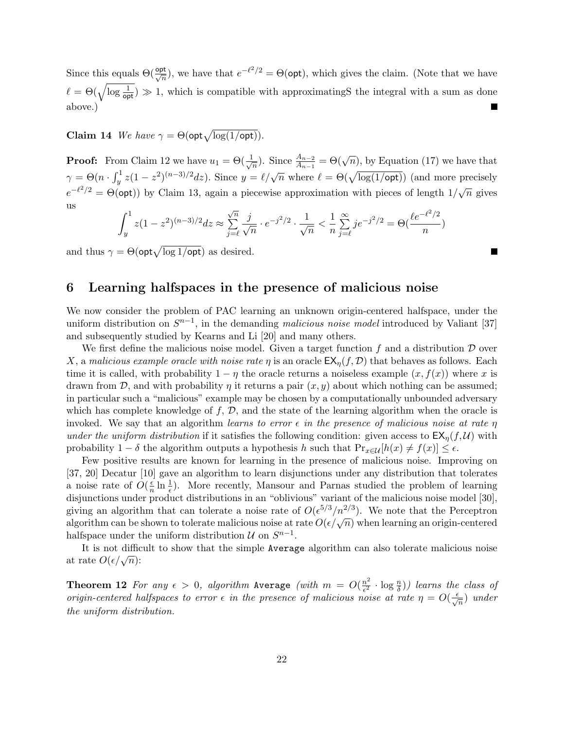Since this equals $\Theta(\frac{\mathsf{opt}}{\sqrt{n}})$, we have that $e^{-\ell^2/2} = \Theta(\mathsf{opt})$, which gives the claim. (Note that we have $\ell = \Theta(\sqrt{\log \frac{1}{\mathsf{opt}}}) \gg 1$, which is compatible with approximatingS the integral with a sum as done above.) ■

**Claim 14** *We have* $\gamma = \Theta(\mathsf{opt}\sqrt{\log(1/\mathsf{opt})})$.

**Proof:** From Claim 12 we have $u_1 = \Theta(\frac{1}{\sqrt{n}})$. Since $\frac{A_{n-2}}{A_{n-1}} = \Theta(\sqrt{n})$, by Equation (17) we have that $\gamma = \Theta(n \cdot \int_y^1 z(1-z^2)^{(n-3)/2} dz)$. Since $y = \ell/\sqrt{n}$ where $\ell = \Theta(\sqrt{\log(1/\mathsf{opt})})$ (and more precisely $e^{-\ell^2/2} = \Theta(\mathsf{opt})$) by Claim 13, again a piecewise approximation with pieces of length $1/\sqrt{n}$ gives us

$$\int_y^1 z(1-z^2)^{(n-3)/2} dz \approx \sum_{j=\ell}^{\sqrt{n}} \frac{j}{\sqrt{n}} \cdot e^{-j^2/2} \cdot \frac{1}{\sqrt{n}} < \frac{1}{n} \sum_{j=\ell}^{\infty} j e^{-j^2/2} = \Theta(\frac{\ell e^{-\ell^2/2}}{n})$$

and thus $\gamma = \Theta(\mathsf{opt}\sqrt{\log 1/\mathsf{opt}})$ as desired. ■

## 6 Learning halfspaces in the presence of malicious noise

We now consider the problem of PAC learning an unknown origin-centered halfspace, under the uniform distribution on $S^{n-1}$, in the demanding *malicious noise model* introduced by Valiant [37] and subsequently studied by Kearns and Li [20] and many others.

We first define the malicious noise model. Given a target function $f$ and a distribution $\mathcal{D}$ over $X$, a *malicious example oracle with noise rate* $\eta$ is an oracle $\mathsf{EX}_\eta(f, \mathcal{D})$ that behaves as follows. Each time it is called, with probability $1-\eta$ the oracle returns a noiseless example $(x, f(x))$ where $x$ is drawn from $\mathcal{D}$, and with probability $\eta$ it returns a pair $(x, y)$ about which nothing can be assumed; in particular such a "malicious" example may be chosen by a computationally unbounded adversary which has complete knowledge of $f$, $\mathcal{D}$, and the state of the learning algorithm when the oracle is invoked. We say that an algorithm *learns to error* $\epsilon$ *in the presence of malicious noise at rate* $\eta$ *under the uniform distribution* if it satisfies the following condition: given access to $\mathsf{EX}_\eta(f, \mathcal{U})$ with probability $1-\delta$ the algorithm outputs a hypothesis $h$ such that $\Pr_{x \in \mathcal{U}}[h(x) \neq f(x)] \leq \epsilon$.

Few positive results are known for learning in the presence of malicious noise. Improving on [37, 20] Decatur [10] gave an algorithm to learn disjunctions under any distribution that tolerates a noise rate of $O(\frac{\epsilon}{n} \ln \frac{1}{\epsilon})$. More recently, Mansour and Parnas studied the problem of learning disjunctions under product distributions in an "oblivious" variant of the malicious noise model [30], giving an algorithm that can tolerate a noise rate of $O(\epsilon^{5/3}/n^{2/3})$. We note that the Perceptron algorithm can be shown to tolerate malicious noise at rate $O(\epsilon/\sqrt{n})$ when learning an origin-centered halfspace under the uniform distribution $\mathcal{U}$ on $S^{n-1}$.

It is not difficult to show that the simple `Average` algorithm can also tolerate malicious noise at rate $O(\epsilon/\sqrt{n})$:

**Theorem 12** *For any* $\epsilon > 0$*, algorithm* `Average` *(with* $m = O(\frac{n^2}{\epsilon^2} \cdot \log \frac{n}{\delta})$*) learns the class of origin-centered halfspaces to error* $\epsilon$ *in the presence of malicious noise at rate* $\eta = O(\frac{\epsilon}{\sqrt{n}})$ *under the uniform distribution.*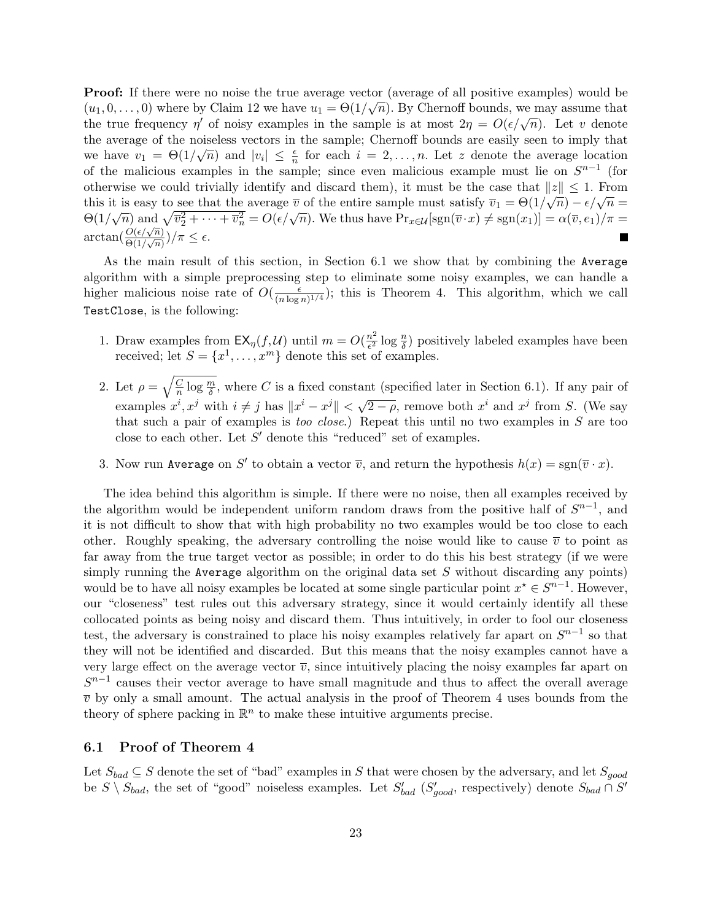**Proof:** If there were no noise the true average vector (average of all positive examples) would be $(u_1, 0, \ldots, 0)$ where by Claim 12 we have $u_1 = \Theta(1/\sqrt{n})$. By Chernoff bounds, we may assume that the true frequency $\eta'$ of noisy examples in the sample is at most $2\eta = O(\epsilon/\sqrt{n})$. Let $v$ denote the average of the noiseless vectors in the sample; Chernoff bounds are easily seen to imply that we have $v_1 = \Theta(1/\sqrt{n})$ and $|v_i| \leq \frac{\epsilon}{n}$ for each $i = 2, \ldots, n$. Let $z$ denote the average location of the malicious examples in the sample; since even malicious example must lie on $S^{n-1}$ (for otherwise we could trivially identify and discard them), it must be the case that $\|z\| \leq 1$. From this it is easy to see that the average $\overline{v}$ of the entire sample must satisfy $\overline{v}_1 = \Theta(1/\sqrt{n}) - \epsilon/\sqrt{n} = \Theta(1/\sqrt{n})$ and $\sqrt{\overline{v}_2^2 + \cdots + \overline{v}_n^2} = O(\epsilon/\sqrt{n})$. We thus have $\Pr_{x \in \mathcal{U}}[\mathrm{sgn}(\overline{v} \cdot x) \neq \mathrm{sgn}(x_1)] = \alpha(\overline{v}, e_1)/\pi = \arctan(\frac{O(\epsilon/\sqrt{n})}{\Theta(1/\sqrt{n})})/\pi \leq \epsilon$. ■

As the main result of this section, in Section 6.1 we show that by combining the `Average` algorithm with a simple preprocessing step to eliminate some noisy examples, we can handle a higher malicious noise rate of $O(\frac{\epsilon}{(n \log n)^{1/4}})$; this is Theorem 4. This algorithm, which we call `TestClose`, is the following:

1. Draw examples from $\mathsf{EX}_\eta(f, \mathcal{U})$ until $m = O(\frac{n^2}{\epsilon^2} \log \frac{n}{\delta})$ positively labeled examples have been received; let $S = \{x^1, \ldots, x^m\}$ denote this set of examples.
2. Let $\rho = \sqrt{\frac{C}{n} \log \frac{m}{\delta}}$, where $C$ is a fixed constant (specified later in Section 6.1). If any pair of examples $x^i, x^j$ with $i \neq j$ has $\|x^i - x^j\| < \sqrt{2 - \rho}$, remove both $x^i$ and $x^j$ from $S$. (We say that such a pair of examples is *too close*.) Repeat this until no two examples in $S$ are too close to each other. Let $S'$ denote this "reduced" set of examples.
3. Now run `Average` on $S'$ to obtain a vector $\overline{v}$, and return the hypothesis $h(x) = \mathrm{sgn}(\overline{v} \cdot x)$.

The idea behind this algorithm is simple. If there were no noise, then all examples received by the algorithm would be independent uniform random draws from the positive half of $S^{n-1}$, and it is not difficult to show that with high probability no two examples would be too close to each other. Roughly speaking, the adversary controlling the noise would like to cause $\overline{v}$ to point as far away from the true target vector as possible; in order to do this his best strategy (if we were simply running the `Average` algorithm on the original data set $S$ without discarding any points) would be to have all noisy examples be located at some single particular point $x^\star \in S^{n-1}$. However, our "closeness" test rules out this adversary strategy, since it would certainly identify all these collocated points as being noisy and discard them. Thus intuitively, in order to fool our closeness test, the adversary is constrained to place his noisy examples relatively far apart on $S^{n-1}$ so that they will not be identified and discarded. But this means that the noisy examples cannot have a very large effect on the average vector $\overline{v}$, since intuitively placing the noisy examples far apart on $S^{n-1}$ causes their vector average to have small magnitude and thus to affect the overall average $\overline{v}$ by only a small amount. The actual analysis in the proof of Theorem 4 uses bounds from the theory of sphere packing in $\mathbb{R}^n$ to make these intuitive arguments precise.

## 6.1 Proof of Theorem 4

Let $S_{bad} \subseteq S$ denote the set of "bad" examples in $S$ that were chosen by the adversary, and let $S_{good}$ be $S \setminus S_{bad}$, the set of "good" noiseless examples. Let $S'_{bad}$ ($S'_{good}$, respectively) denote $S_{bad} \cap S'$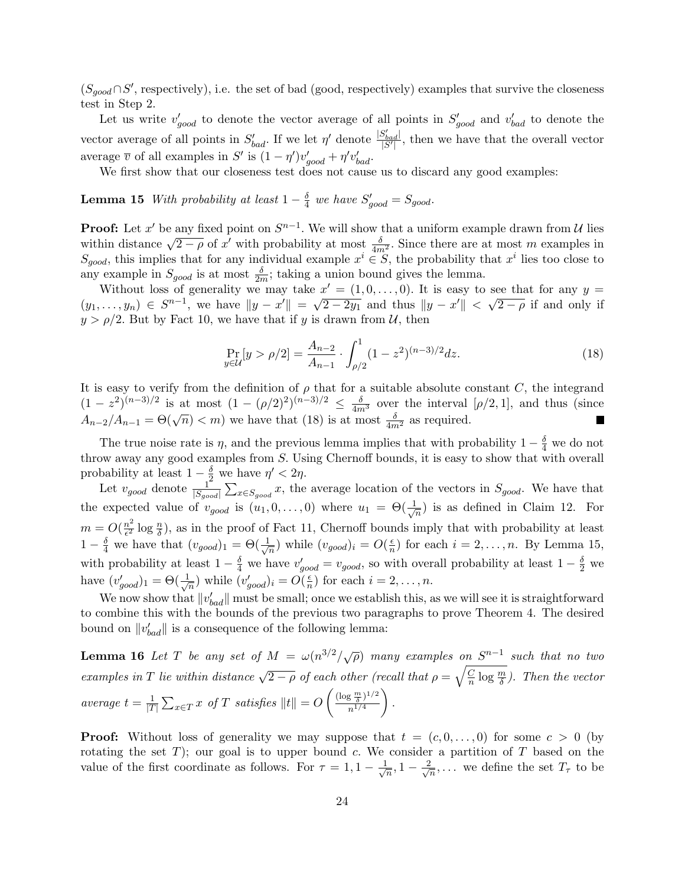($S_{good} \cap S'$, respectively), i.e. the set of bad (good, respectively) examples that survive the closeness test in Step 2.

Let us write $v'_{good}$ to denote the vector average of all points in $S'_{good}$ and $v'_{bad}$ to denote the vector average of all points in $S'_{bad}$. If we let $\eta'$ denote $\frac{|S'_{bad}|}{|S'|}$, then we have that the overall vector average $\overline{v}$ of all examples in $S'$ is $(1-\eta')v'_{good} + \eta' v'_{bad}$.

We first show that our closeness test does not cause us to discard any good examples:

**Lemma 15** *With probability at least $1 - \frac{\delta}{4}$ we have $S'_{good} = S_{good}$.*

**Proof:** Let $x'$ be any fixed point on $S^{n-1}$. We will show that a uniform example drawn from $\mathcal{U}$ lies within distance $\sqrt{2-\rho}$ of $x'$ with probability at most $\frac{\delta}{4m^2}$. Since there are at most $m$ examples in $S_{good}$, this implies that for any individual example $x^i \in S$, the probability that $x^i$ lies too close to any example in $S_{good}$ is at most $\frac{\delta}{2m}$; taking a union bound gives the lemma.

Without loss of generality we may take $x' = (1, 0, \ldots, 0)$. It is easy to see that for any $y = (y_1, \ldots, y_n) \in S^{n-1}$, we have $\|y - x'\| = \sqrt{2 - 2y_1}$ and thus $\|y - x'\| < \sqrt{2-\rho}$ if and only if $y > \rho/2$. But by Fact 10, we have that if $y$ is drawn from $\mathcal{U}$, then

$$\Pr_{y \in \mathcal{U}}[y > \rho/2] = \frac{A_{n-2}}{A_{n-1}} \cdot \int_{\rho/2}^{1} (1-z^2)^{(n-3)/2} dz. \tag{18}$$

It is easy to verify from the definition of $\rho$ that for a suitable absolute constant $C$, the integrand $(1-z^2)^{(n-3)/2}$ is at most $(1-(\rho/2)^2)^{(n-3)/2} \leq \frac{\delta}{4m^3}$ over the interval $[\rho/2, 1]$, and thus (since $A_{n-2}/A_{n-1} = \Theta(\sqrt{n}) < m$) we have that (18) is at most $\frac{\delta}{4m^2}$ as required. ■

The true noise rate is $\eta$, and the previous lemma implies that with probability $1 - \frac{\delta}{4}$ we do not throw away any good examples from $S$. Using Chernoff bounds, it is easy to show that with overall probability at least $1 - \frac{\delta}{2}$ we have $\eta' < 2\eta$.

Let $v_{good}$ denote $\frac{1}{|S_{good}|}\sum_{x \in S_{good}} x$, the average location of the vectors in $S_{good}$. We have that the expected value of $v_{good}$ is $(u_1, 0, \ldots, 0)$ where $u_1 = \Theta(\frac{1}{\sqrt{n}})$ is as defined in Claim 12. For $m = O(\frac{n^2}{\epsilon^2}\log\frac{n}{\delta})$, as in the proof of Fact 11, Chernoff bounds imply that with probability at least $1 - \frac{\delta}{4}$ we have that $(v_{good})_1 = \Theta(\frac{1}{\sqrt{n}})$ while $(v_{good})_i = O(\frac{\epsilon}{n})$ for each $i = 2, \ldots, n$. By Lemma 15, with probability at least $1 - \frac{\delta}{4}$ we have $v'_{good} = v_{good}$, so with overall probability at least $1 - \frac{\delta}{2}$ we have $(v'_{good})_1 = \Theta(\frac{1}{\sqrt{n}})$ while $(v'_{good})_i = O(\frac{\epsilon}{n})$ for each $i = 2, \ldots, n$.

We now show that $\|v'_{bad}\|$ must be small; once we establish this, as we will see it is straightforward to combine this with the bounds of the previous two paragraphs to prove Theorem 4. The desired bound on $\|v'_{bad}\|$ is a consequence of the following lemma:

**Lemma 16** *Let $T$ be any set of $M = \omega(n^{3/2}/\sqrt{\rho})$ many examples on $S^{n-1}$ such that no two examples in $T$ lie within distance $\sqrt{2-\rho}$ of each other (recall that $\rho = \sqrt{\frac{C}{n}\log\frac{m}{\delta}}$). Then the vector average $t = \frac{1}{|T|}\sum_{x \in T} x$ of $T$ satisfies $\|t\| = O\left(\frac{(\log\frac{m}{\delta})^{1/2}}{n^{1/4}}\right)$.*

**Proof:** Without loss of generality we may suppose that $t = (c, 0, \ldots, 0)$ for some $c > 0$ (by rotating the set $T$); our goal is to upper bound $c$. We consider a partition of $T$ based on the value of the first coordinate as follows. For $\tau = 1, 1 - \frac{1}{\sqrt{n}}, 1 - \frac{2}{\sqrt{n}}, \ldots$ we define the set $T_\tau$ to be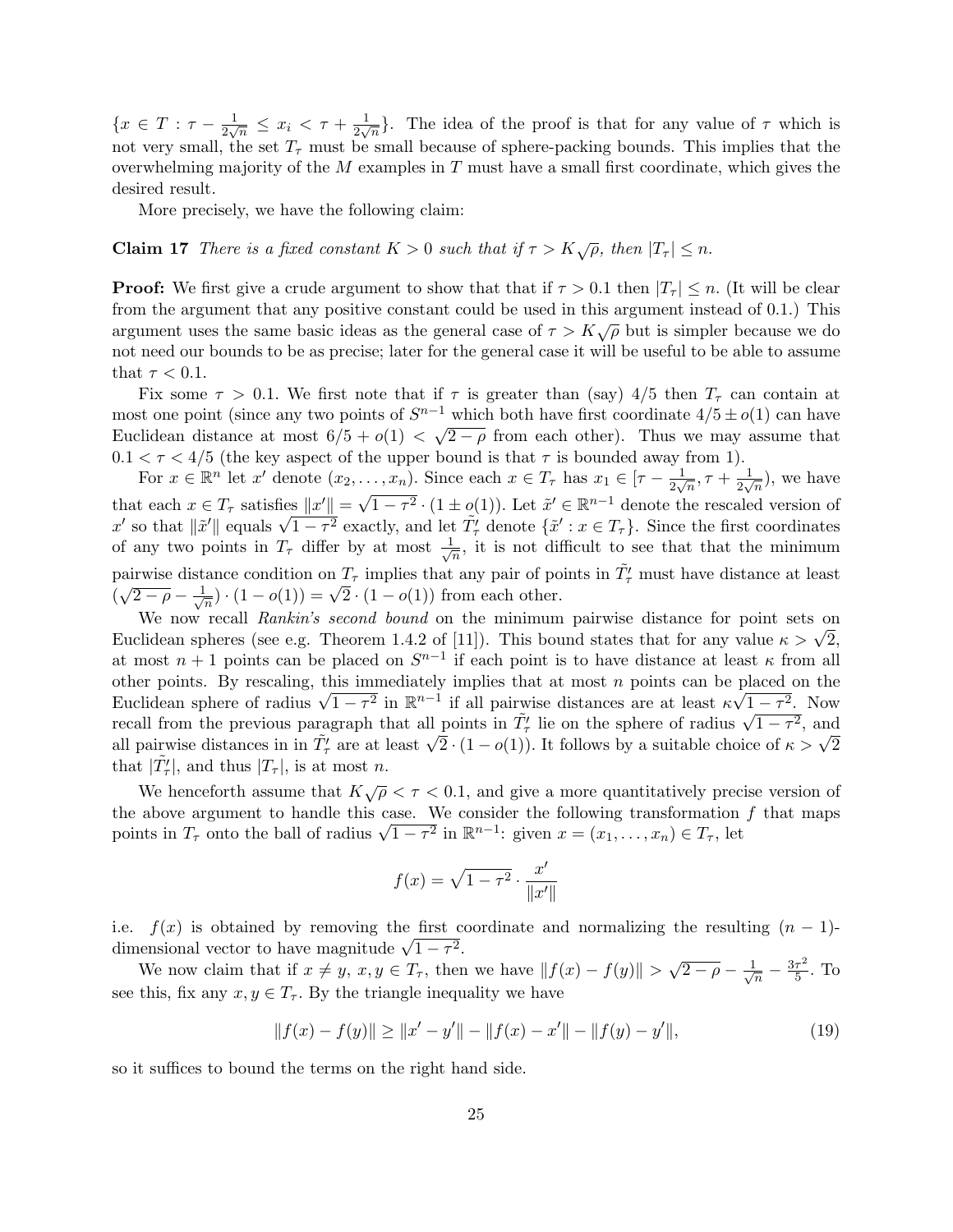$\{x \in T : \tau - \frac{1}{2\sqrt{n}} \leq x_i < \tau + \frac{1}{2\sqrt{n}}\}$. The idea of the proof is that for any value of $\tau$ which is not very small, the set $T_\tau$ must be small because of sphere-packing bounds. This implies that the overwhelming majority of the $M$ examples in $T$ must have a small first coordinate, which gives the desired result.

More precisely, we have the following claim:

**Claim 17** *There is a fixed constant $K > 0$ such that if $\tau > K\sqrt{\rho}$, then $|T_\tau| \leq n$.*

**Proof:** We first give a crude argument to show that that if $\tau > 0.1$ then $|T_\tau| \leq n$. (It will be clear from the argument that any positive constant could be used in this argument instead of 0.1.) This argument uses the same basic ideas as the general case of $\tau > K\sqrt{\rho}$ but is simpler because we do not need our bounds to be as precise; later for the general case it will be useful to be able to assume that $\tau < 0.1$.

Fix some $\tau > 0.1$. We first note that if $\tau$ is greater than (say) $4/5$ then $T_\tau$ can contain at most one point (since any two points of $S^{n-1}$ which both have first coordinate $4/5 \pm o(1)$ can have Euclidean distance at most $6/5 + o(1) < \sqrt{2-\rho}$ from each other). Thus we may assume that $0.1 < \tau < 4/5$ (the key aspect of the upper bound is that $\tau$ is bounded away from 1).

For $x \in \mathbb{R}^n$ let $x'$ denote $(x_2, \ldots, x_n)$. Since each $x \in T_\tau$ has $x_1 \in [\tau - \frac{1}{2\sqrt{n}}, \tau + \frac{1}{2\sqrt{n}})$, we have that each $x \in T_\tau$ satisfies $\|x'\| = \sqrt{1-\tau^2} \cdot (1 \pm o(1))$. Let $\tilde{x}' \in \mathbb{R}^{n-1}$ denote the rescaled version of $x'$ so that $\|\tilde{x}'\|$ equals $\sqrt{1-\tau^2}$ exactly, and let $\tilde{T}'_\tau$ denote $\{\tilde{x}' : x \in T_\tau\}$. Since the first coordinates of any two points in $T_\tau$ differ by at most $\frac{1}{\sqrt{n}}$, it is not difficult to see that that the minimum pairwise distance condition on $T_\tau$ implies that any pair of points in $\tilde{T}'_\tau$ must have distance at least $(\sqrt{2-\rho} - \frac{1}{\sqrt{n}}) \cdot (1 - o(1)) = \sqrt{2} \cdot (1 - o(1))$ from each other.

We now recall *Rankin's second bound* on the minimum pairwise distance for point sets on Euclidean spheres (see e.g. Theorem 1.4.2 of [11]). This bound states that for any value $\kappa > \sqrt{2}$, at most $n+1$ points can be placed on $S^{n-1}$ if each point is to have distance at least $\kappa$ from all other points. By rescaling, this immediately implies that at most $n$ points can be placed on the Euclidean sphere of radius $\sqrt{1-\tau^2}$ in $\mathbb{R}^{n-1}$ if all pairwise distances are at least $\kappa\sqrt{1-\tau^2}$. Now recall from the previous paragraph that all points in $\tilde{T}'_\tau$ lie on the sphere of radius $\sqrt{1-\tau^2}$, and all pairwise distances in in $\tilde{T}'_\tau$ are at least $\sqrt{2} \cdot (1 - o(1))$. It follows by a suitable choice of $\kappa > \sqrt{2}$ that $|\tilde{T}'_\tau|$, and thus $|T_\tau|$, is at most $n$.

We henceforth assume that $K\sqrt{\rho} < \tau < 0.1$, and give a more quantitatively precise version of the above argument to handle this case. We consider the following transformation $f$ that maps points in $T_\tau$ onto the ball of radius $\sqrt{1-\tau^2}$ in $\mathbb{R}^{n-1}$: given $x = (x_1, \ldots, x_n) \in T_\tau$, let

$$f(x) = \sqrt{1-\tau^2} \cdot \frac{x'}{\|x'\|}$$

i.e. $f(x)$ is obtained by removing the first coordinate and normalizing the resulting $(n-1)$-dimensional vector to have magnitude $\sqrt{1-\tau^2}$.

We now claim that if $x \neq y$, $x, y \in T_\tau$, then we have $\|f(x) - f(y)\| > \sqrt{2-\rho} - \frac{1}{\sqrt{n}} - \frac{3\tau^2}{5}$. To see this, fix any $x, y \in T_\tau$. By the triangle inequality we have

$$\|f(x) - f(y)\| \geq \|x' - y'\| - \|f(x) - x'\| - \|f(y) - y'\|, \tag{19}$$

so it suffices to bound the terms on the right hand side.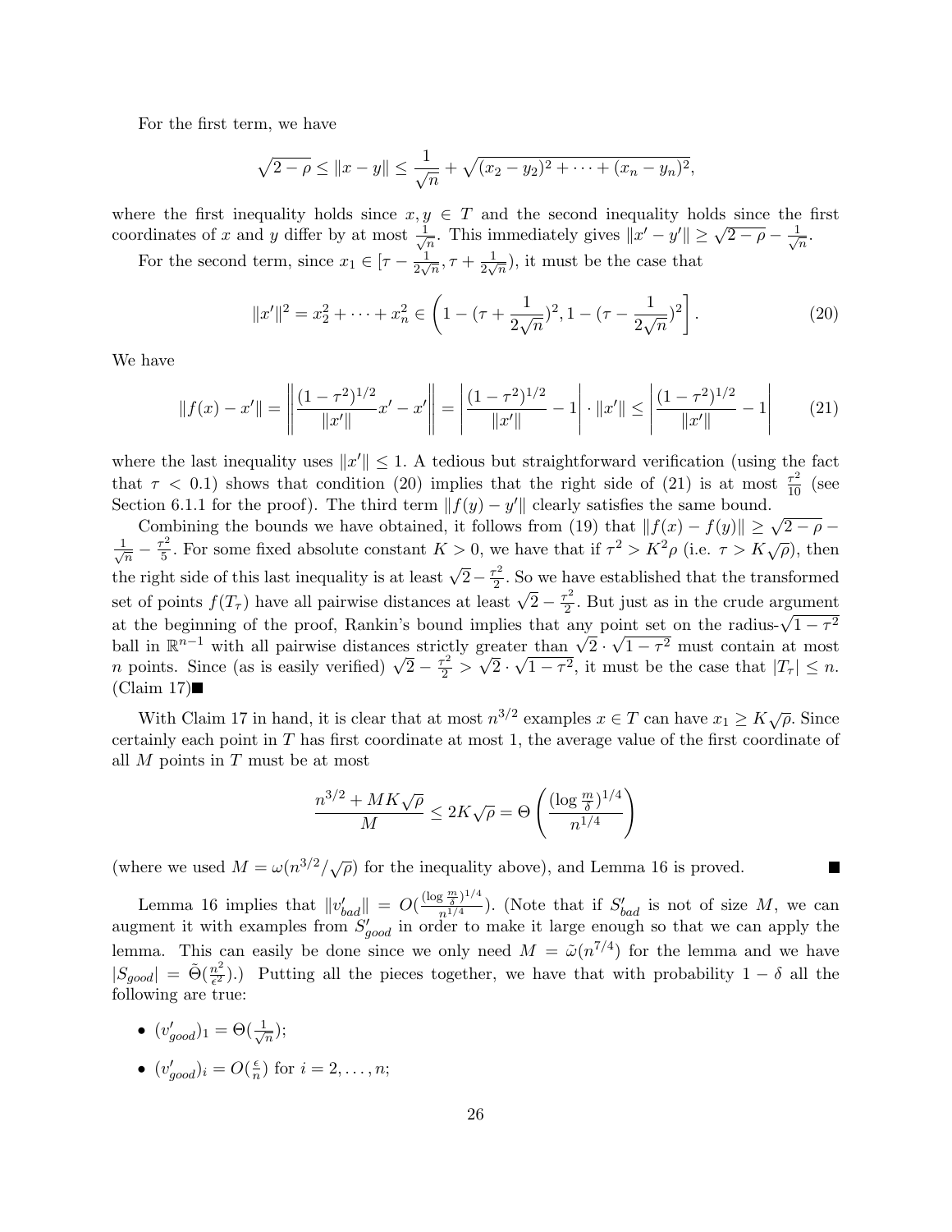For the first term, we have

$$\sqrt{2-\rho} \leq \|x-y\| \leq \frac{1}{\sqrt{n}} + \sqrt{(x_2-y_2)^2 + \cdots + (x_n-y_n)^2},$$

where the first inequality holds since $x, y \in T$ and the second inequality holds since the first coordinates of $x$ and $y$ differ by at most $\frac{1}{\sqrt{n}}$. This immediately gives $\|x'-y'\| \geq \sqrt{2-\rho} - \frac{1}{\sqrt{n}}$.

For the second term, since $x_1 \in [\tau - \frac{1}{2\sqrt{n}}, \tau + \frac{1}{2\sqrt{n}})$, it must be the case that

$$\|x'\|^2 = x_2^2 + \cdots + x_n^2 \in \left(1 - (\tau + \frac{1}{2\sqrt{n}})^2, 1 - (\tau - \frac{1}{2\sqrt{n}})^2\right]. \tag{20}$$

We have

$$\|f(x) - x'\| = \left\| \frac{(1-\tau^2)^{1/2}}{\|x'\|} x' - x' \right\| = \left| \frac{(1-\tau^2)^{1/2}}{\|x'\|} - 1 \right| \cdot \|x'\| \leq \left| \frac{(1-\tau^2)^{1/2}}{\|x'\|} - 1 \right| \tag{21}$$

where the last inequality uses $\|x'\| \leq 1$. A tedious but straightforward verification (using the fact that $\tau < 0.1$) shows that condition (20) implies that the right side of (21) is at most $\frac{\tau^2}{10}$ (see Section 6.1.1 for the proof). The third term $\|f(y) - y'\|$ clearly satisfies the same bound.

Combining the bounds we have obtained, it follows from (19) that $\|f(x) - f(y)\| \geq \sqrt{2-\rho} - \frac{1}{\sqrt{n}} - \frac{\tau^2}{5}$. For some fixed absolute constant $K > 0$, we have that if $\tau^2 > K^2\rho$ (i.e. $\tau > K\sqrt{\rho}$), then the right side of this last inequality is at least $\sqrt{2} - \frac{\tau^2}{2}$. So we have established that the transformed set of points $f(T_\tau)$ have all pairwise distances at least $\sqrt{2} - \frac{\tau^2}{2}$. But just as in the crude argument at the beginning of the proof, Rankin's bound implies that any point set on the radius-$\sqrt{1-\tau^2}$ ball in $\mathbb{R}^{n-1}$ with all pairwise distances strictly greater than $\sqrt{2} \cdot \sqrt{1-\tau^2}$ must contain at most $n$ points. Since (as is easily verified) $\sqrt{2} - \frac{\tau^2}{2} > \sqrt{2} \cdot \sqrt{1-\tau^2}$, it must be the case that $|T_\tau| \leq n$. (Claim 17)■

With Claim 17 in hand, it is clear that at most $n^{3/2}$ examples $x \in T$ can have $x_1 \geq K\sqrt{\rho}$. Since certainly each point in $T$ has first coordinate at most 1, the average value of the first coordinate of all $M$ points in $T$ must be at most

$$\frac{n^{3/2} + MK\sqrt{\rho}}{M} \leq 2K\sqrt{\rho} = \Theta\left(\frac{(\log \frac{m}{\delta})^{1/4}}{n^{1/4}}\right)$$

(where we used $M = \omega(n^{3/2}/\sqrt{\rho})$ for the inequality above), and Lemma 16 is proved. ■

Lemma 16 implies that $\|v'_{bad}\| = O(\frac{(\log \frac{m}{\delta})^{1/4}}{n^{1/4}})$. (Note that if $S'_{bad}$ is not of size $M$, we can augment it with examples from $S'_{good}$ in order to make it large enough so that we can apply the lemma. This can easily be done since we only need $M = \tilde{\omega}(n^{7/4})$ for the lemma and we have $|S_{good}| = \tilde{\Theta}(\frac{n^2}{\epsilon^2})$.) Putting all the pieces together, we have that with probability $1 - \delta$ all the following are true:

- $(v'_{good})_1 = \Theta(\frac{1}{\sqrt{n}})$;
- $(v'_{good})_i = O(\frac{\epsilon}{n})$ for $i = 2, \ldots, n$;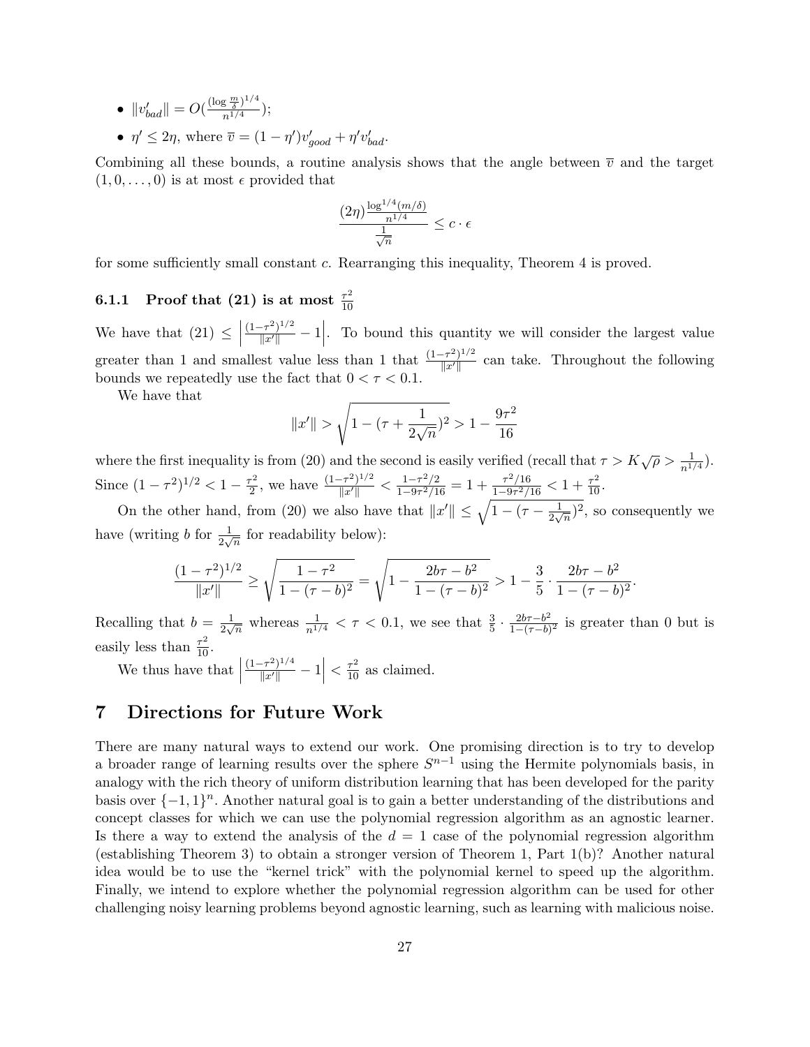- $\|v'_{bad}\| = O(\frac{(\log \frac{m}{\delta})^{1/4}}{n^{1/4}})$;
- $\eta' \leq 2\eta$, where $\overline{v} = (1-\eta')v'_{good} + \eta' v'_{bad}$.

Combining all these bounds, a routine analysis shows that the angle between $\overline{v}$ and the target $(1, 0, \ldots, 0)$ is at most $\epsilon$ provided that

$$\frac{(2\eta)\frac{\log^{1/4}(m/\delta)}{n^{1/4}}}{\frac{1}{\sqrt{n}}} \leq c \cdot \epsilon$$

for some sufficiently small constant $c$. Rearranging this inequality, Theorem 4 is proved.

### 6.1.1 Proof that (21) is at most $\frac{\tau^2}{10}$

We have that (21) $\leq \left| \frac{(1-\tau^2)^{1/2}}{\|x'\|} - 1 \right|$. To bound this quantity we will consider the largest value greater than 1 and smallest value less than 1 that $\frac{(1-\tau^2)^{1/2}}{\|x'\|}$ can take. Throughout the following bounds we repeatedly use the fact that $0 < \tau < 0.1$.

We have that

$$\|x'\| > \sqrt{1 - (\tau + \frac{1}{2\sqrt{n}})^2} > 1 - \frac{9\tau^2}{16}$$

where the first inequality is from (20) and the second is easily verified (recall that $\tau > K\sqrt{\rho} > \frac{1}{n^{1/4}}$). Since $(1-\tau^2)^{1/2} < 1 - \frac{\tau^2}{2}$, we have $\frac{(1-\tau^2)^{1/2}}{\|x'\|} < \frac{1-\tau^2/2}{1-9\tau^2/16} = 1 + \frac{\tau^2/16}{1-9\tau^2/16} < 1 + \frac{\tau^2}{10}$.

On the other hand, from (20) we also have that $\|x'\| \leq \sqrt{1 - (\tau - \frac{1}{2\sqrt{n}})^2}$, so consequently we have (writing $b$ for $\frac{1}{2\sqrt{n}}$ for readability below):

$$\frac{(1-\tau^2)^{1/2}}{\|x'\|} \geq \sqrt{\frac{1-\tau^2}{1-(\tau-b)^2}} = \sqrt{1 - \frac{2b\tau - b^2}{1-(\tau-b)^2}} > 1 - \frac{3}{5} \cdot \frac{2b\tau - b^2}{1-(\tau-b)^2}.$$

Recalling that $b = \frac{1}{2\sqrt{n}}$ whereas $\frac{1}{n^{1/4}} < \tau < 0.1$, we see that $\frac{3}{5} \cdot \frac{2b\tau - b^2}{1-(\tau-b)^2}$ is greater than 0 but is easily less than $\frac{\tau^2}{10}$.

We thus have that $\left| \frac{(1-\tau^2)^{1/4}}{\|x'\|} - 1 \right| < \frac{\tau^2}{10}$ as claimed.

## 7 Directions for Future Work

There are many natural ways to extend our work. One promising direction is to try to develop a broader range of learning results over the sphere $S^{n-1}$ using the Hermite polynomials basis, in analogy with the rich theory of uniform distribution learning that has been developed for the parity basis over $\{-1, 1\}^n$. Another natural goal is to gain a better understanding of the distributions and concept classes for which we can use the polynomial regression algorithm as an agnostic learner. Is there a way to extend the analysis of the $d = 1$ case of the polynomial regression algorithm (establishing Theorem 3) to obtain a stronger version of Theorem 1, Part 1(b)? Another natural idea would be to use the "kernel trick" with the polynomial kernel to speed up the algorithm. Finally, we intend to explore whether the polynomial regression algorithm can be used for other challenging noisy learning problems beyond agnostic learning, such as learning with malicious noise.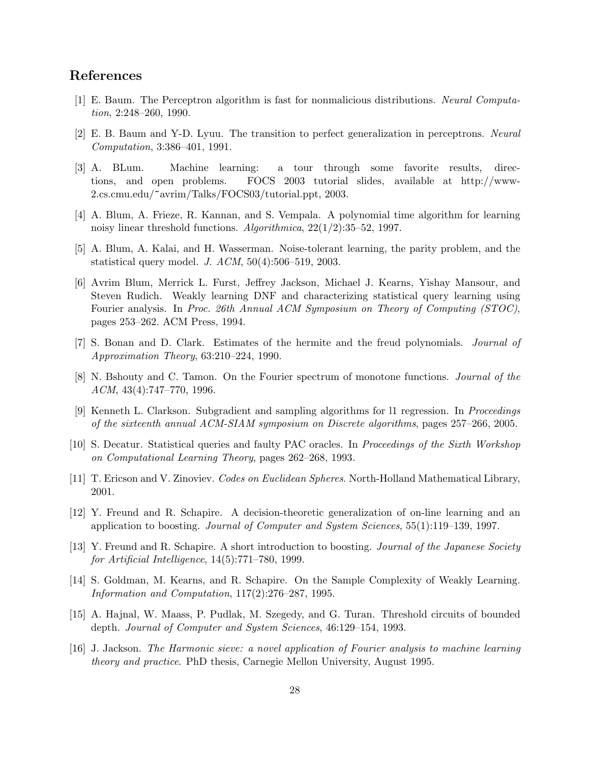## References

[1] E. Baum. The Perceptron algorithm is fast for nonmalicious distributions. *Neural Computation*, 2:248–260, 1990.

[2] E. B. Baum and Y-D. Lyuu. The transition to perfect generalization in perceptrons. *Neural Computation*, 3:386–401, 1991.

[3] A. BLum. Machine learning: a tour through some favorite results, directions, and open problems. FOCS 2003 tutorial slides, available at http://www-2.cs.cmu.edu/~avrim/Talks/FOCS03/tutorial.ppt, 2003.

[4] A. Blum, A. Frieze, R. Kannan, and S. Vempala. A polynomial time algorithm for learning noisy linear threshold functions. *Algorithmica*, 22(1/2):35–52, 1997.

[5] A. Blum, A. Kalai, and H. Wasserman. Noise-tolerant learning, the parity problem, and the statistical query model. *J. ACM*, 50(4):506–519, 2003.

[6] Avrim Blum, Merrick L. Furst, Jeffrey Jackson, Michael J. Kearns, Yishay Mansour, and Steven Rudich. Weakly learning DNF and characterizing statistical query learning using Fourier analysis. In *Proc. 26th Annual ACM Symposium on Theory of Computing (STOC)*, pages 253–262. ACM Press, 1994.

[7] S. Bonan and D. Clark. Estimates of the hermite and the freud polynomials. *Journal of Approximation Theory*, 63:210–224, 1990.

[8] N. Bshouty and C. Tamon. On the Fourier spectrum of monotone functions. *Journal of the ACM*, 43(4):747–770, 1996.

[9] Kenneth L. Clarkson. Subgradient and sampling algorithms for l1 regression. In *Proceedings of the sixteenth annual ACM-SIAM symposium on Discrete algorithms*, pages 257–266, 2005.

[10] S. Decatur. Statistical queries and faulty PAC oracles. In *Proceedings of the Sixth Workshop on Computational Learning Theory*, pages 262–268, 1993.

[11] T. Ericson and V. Zinoviev. *Codes on Euclidean Spheres*. North-Holland Mathematical Library, 2001.

[12] Y. Freund and R. Schapire. A decision-theoretic generalization of on-line learning and an application to boosting. *Journal of Computer and System Sciences*, 55(1):119–139, 1997.

[13] Y. Freund and R. Schapire. A short introduction to boosting. *Journal of the Japanese Society for Artificial Intelligence*, 14(5):771–780, 1999.

[14] S. Goldman, M. Kearns, and R. Schapire. On the Sample Complexity of Weakly Learning. *Information and Computation*, 117(2):276–287, 1995.

[15] A. Hajnal, W. Maass, P. Pudlak, M. Szegedy, and G. Turan. Threshold circuits of bounded depth. *Journal of Computer and System Sciences*, 46:129–154, 1993.

[16] J. Jackson. *The Harmonic sieve: a novel application of Fourier analysis to machine learning theory and practice*. PhD thesis, Carnegie Mellon University, August 1995.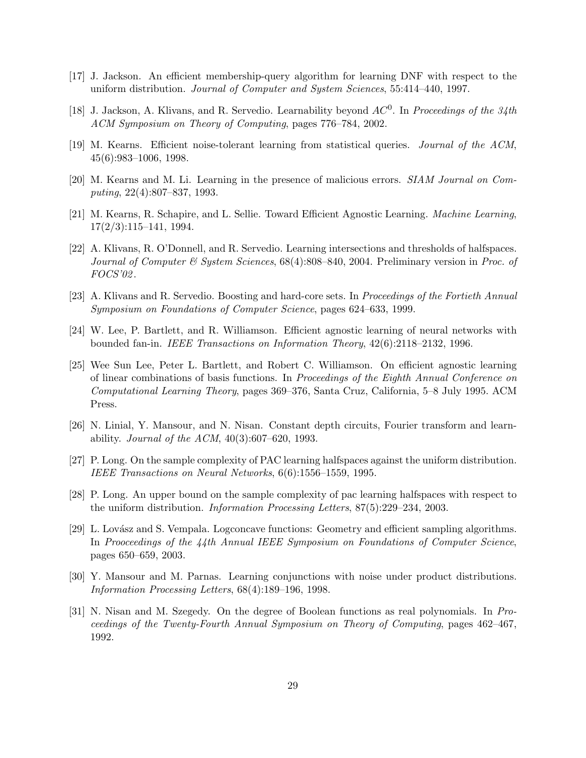[17] J. Jackson. An efficient membership-query algorithm for learning DNF with respect to the uniform distribution. *Journal of Computer and System Sciences*, 55:414–440, 1997.

[18] J. Jackson, A. Klivans, and R. Servedio. Learnability beyond $AC^0$. In *Proceedings of the 34th ACM Symposium on Theory of Computing*, pages 776–784, 2002.

[19] M. Kearns. Efficient noise-tolerant learning from statistical queries. *Journal of the ACM*, 45(6):983–1006, 1998.

[20] M. Kearns and M. Li. Learning in the presence of malicious errors. *SIAM Journal on Computing*, 22(4):807–837, 1993.

[21] M. Kearns, R. Schapire, and L. Sellie. Toward Efficient Agnostic Learning. *Machine Learning*, 17(2/3):115–141, 1994.

[22] A. Klivans, R. O'Donnell, and R. Servedio. Learning intersections and thresholds of halfspaces. *Journal of Computer & System Sciences*, 68(4):808–840, 2004. Preliminary version in *Proc. of FOCS'02*.

[23] A. Klivans and R. Servedio. Boosting and hard-core sets. In *Proceedings of the Fortieth Annual Symposium on Foundations of Computer Science*, pages 624–633, 1999.

[24] W. Lee, P. Bartlett, and R. Williamson. Efficient agnostic learning of neural networks with bounded fan-in. *IEEE Transactions on Information Theory*, 42(6):2118–2132, 1996.

[25] Wee Sun Lee, Peter L. Bartlett, and Robert C. Williamson. On efficient agnostic learning of linear combinations of basis functions. In *Proceedings of the Eighth Annual Conference on Computational Learning Theory*, pages 369–376, Santa Cruz, California, 5–8 July 1995. ACM Press.

[26] N. Linial, Y. Mansour, and N. Nisan. Constant depth circuits, Fourier transform and learnability. *Journal of the ACM*, 40(3):607–620, 1993.

[27] P. Long. On the sample complexity of PAC learning halfspaces against the uniform distribution. *IEEE Transactions on Neural Networks*, 6(6):1556–1559, 1995.

[28] P. Long. An upper bound on the sample complexity of pac learning halfspaces with respect to the uniform distribution. *Information Processing Letters*, 87(5):229–234, 2003.

[29] L. Lovász and S. Vempala. Logconcave functions: Geometry and efficient sampling algorithms. In *Prooceedings of the 44th Annual IEEE Symposium on Foundations of Computer Science*, pages 650–659, 2003.

[30] Y. Mansour and M. Parnas. Learning conjunctions with noise under product distributions. *Information Processing Letters*, 68(4):189–196, 1998.

[31] N. Nisan and M. Szegedy. On the degree of Boolean functions as real polynomials. In *Proceedings of the Twenty-Fourth Annual Symposium on Theory of Computing*, pages 462–467, 1992.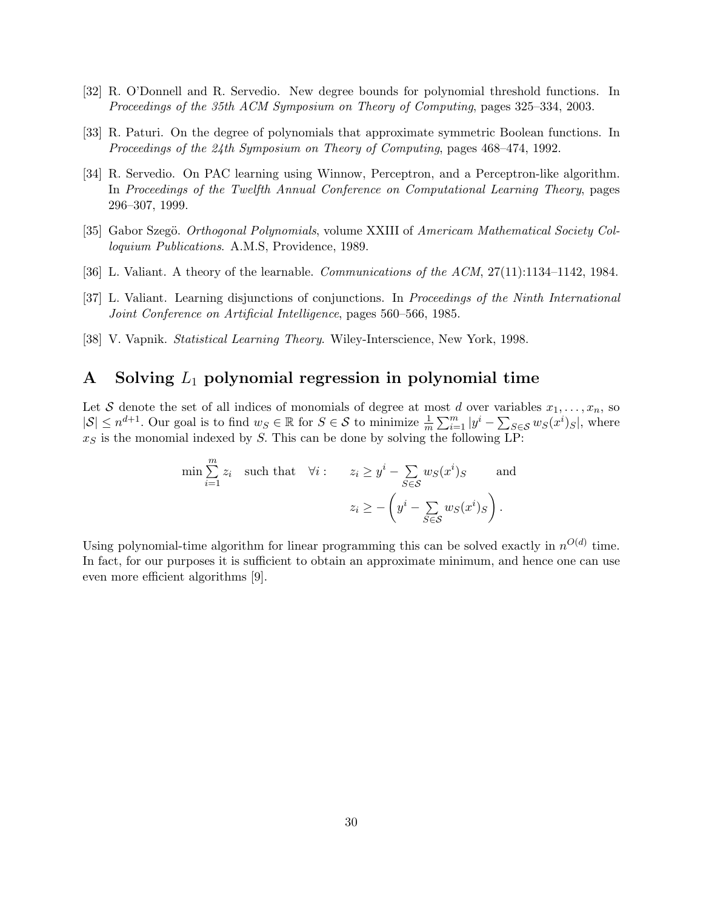[32] R. O'Donnell and R. Servedio. New degree bounds for polynomial threshold functions. In *Proceedings of the 35th ACM Symposium on Theory of Computing*, pages 325–334, 2003.

[33] R. Paturi. On the degree of polynomials that approximate symmetric Boolean functions. In *Proceedings of the 24th Symposium on Theory of Computing*, pages 468–474, 1992.

[34] R. Servedio. On PAC learning using Winnow, Perceptron, and a Perceptron-like algorithm. In *Proceedings of the Twelfth Annual Conference on Computational Learning Theory*, pages 296–307, 1999.

[35] Gabor Szegö. *Orthogonal Polynomials*, volume XXIII of *Americam Mathematical Society Colloquium Publications*. A.M.S, Providence, 1989.

[36] L. Valiant. A theory of the learnable. *Communications of the ACM*, 27(11):1134–1142, 1984.

[37] L. Valiant. Learning disjunctions of conjunctions. In *Proceedings of the Ninth International Joint Conference on Artificial Intelligence*, pages 560–566, 1985.

[38] V. Vapnik. *Statistical Learning Theory*. Wiley-Interscience, New York, 1998.

# A Solving $L_1$ polynomial regression in polynomial time

Let $\mathcal{S}$ denote the set of all indices of monomials of degree at most $d$ over variables $x_1, \ldots, x_n$, so $|\mathcal{S}| \leq n^{d+1}$. Our goal is to find $w_S \in \mathbb{R}$ for $S \in \mathcal{S}$ to minimize $\frac{1}{m}\sum_{i=1}^{m} |y^i - \sum_{S \in \mathcal{S}} w_S (x^i)_S|$, where $x_S$ is the monomial indexed by $S$. This can be done by solving the following LP:

$$\min \sum_{i=1}^{m} z_i \quad \text{such that} \quad \forall i: \qquad z_i \geq y^i - \sum_{S \in \mathcal{S}} w_S (x^i)_S \qquad \text{and}$$

$$z_i \geq -\left(y^i - \sum_{S \in \mathcal{S}} w_S (x^i)_S\right).$$

Using polynomial-time algorithm for linear programming this can be solved exactly in $n^{O(d)}$ time. In fact, for our purposes it is sufficient to obtain an approximate minimum, and hence one can use even more efficient algorithms [9].